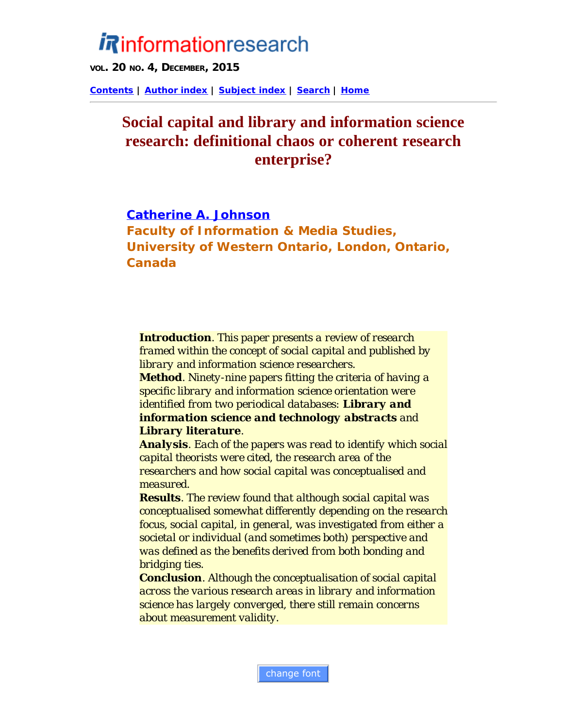# Social capital and library and information science research: definitional chaos or coherent research enterprise?

**Catherine A. Johnson**
**Faculty of Information & Media Studies, University of Western Ontario, London, Ontario, Canada**

**Introduction**. This paper presents a review of research framed within the concept of social capital and published by library and information science researchers.
**Method**. Ninety-nine papers fitting the criteria of having a specific library and information science orientation were identified from two periodical databases: **Library and information science and technology abstracts** and **Library literature**.
**Analysis**. Each of the papers was read to identify which social capital theorists were cited, the research area of the researchers and how social capital was conceptualised and measured.
**Results**. The review found that although social capital was conceptualised somewhat differently depending on the research focus, social capital, in general, was investigated from either a societal or individual (and sometimes both) perspective and was defined as the benefits derived from both bonding and bridging ties.
**Conclusion**. Although the conceptualisation of social capital across the various research areas in library and information science has largely converged, there still remain concerns about measurement validity.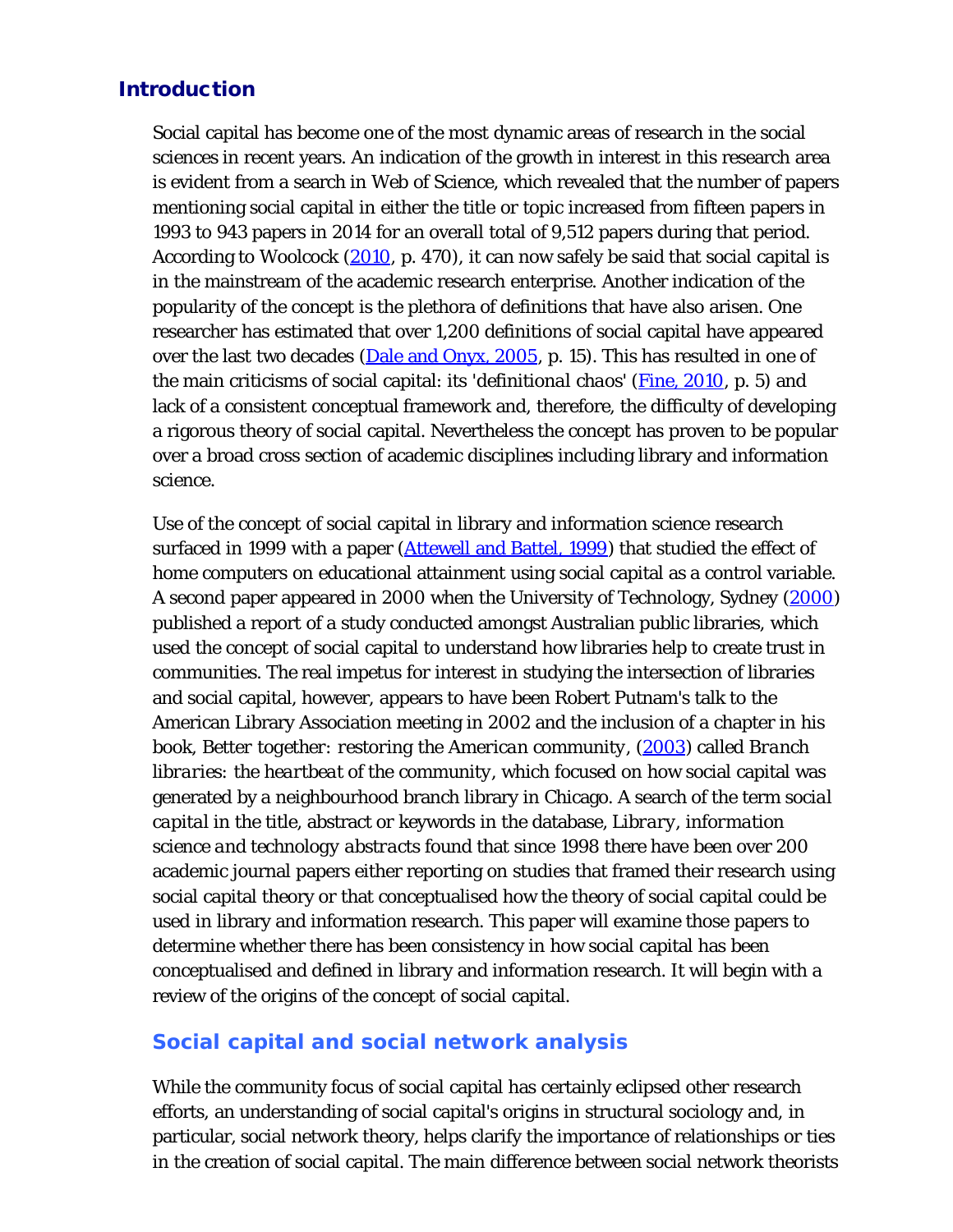## Introduction

Social capital has become one of the most dynamic areas of research in the social sciences in recent years. An indication of the growth in interest in this research area is evident from a search in Web of Science, which revealed that the number of papers mentioning social capital in either the title or topic increased from fifteen papers in 1993 to 943 papers in 2014 for an overall total of 9,512 papers during that period. According to Woolcock (2010, p. 470), it can now safely be said that social capital is in the mainstream of the academic research enterprise. Another indication of the popularity of the concept is the plethora of definitions that have also arisen. One researcher has estimated that over 1,200 definitions of social capital have appeared over the last two decades (Dale and Onyx, 2005, p. 15). This has resulted in one of the main criticisms of social capital: its 'definitional chaos' (Fine, 2010, p. 5) and lack of a consistent conceptual framework and, therefore, the difficulty of developing a rigorous theory of social capital. Nevertheless the concept has proven to be popular over a broad cross section of academic disciplines including library and information science.

Use of the concept of social capital in library and information science research surfaced in 1999 with a paper (Attewell and Battel, 1999) that studied the effect of home computers on educational attainment using social capital as a control variable. A second paper appeared in 2000 when the University of Technology, Sydney (2000) published a report of a study conducted amongst Australian public libraries, which used the concept of social capital to understand how libraries help to create trust in communities. The real impetus for interest in studying the intersection of libraries and social capital, however, appears to have been Robert Putnam's talk to the American Library Association meeting in 2002 and the inclusion of a chapter in his book, Better together: *restoring the American community*, (2003) called *Branch libraries: the heartbeat of the community*, which focused on how social capital was generated by a neighbourhood branch library in Chicago. A search of the term *social capital* in the title, abstract or keywords in the database, *Library, information science and technology abstracts* found that since 1998 there have been over 200 academic journal papers either reporting on studies that framed their research using social capital theory or that conceptualised how the theory of social capital could be used in library and information research. This paper will examine those papers to determine whether there has been consistency in how social capital has been conceptualised and defined in library and information research. It will begin with a review of the origins of the concept of social capital.

### Social capital and social network analysis

While the community focus of social capital has certainly eclipsed other research efforts, an understanding of social capital's origins in structural sociology and, in particular, social network theory, helps clarify the importance of relationships or ties in the creation of social capital. The main difference between social network theorists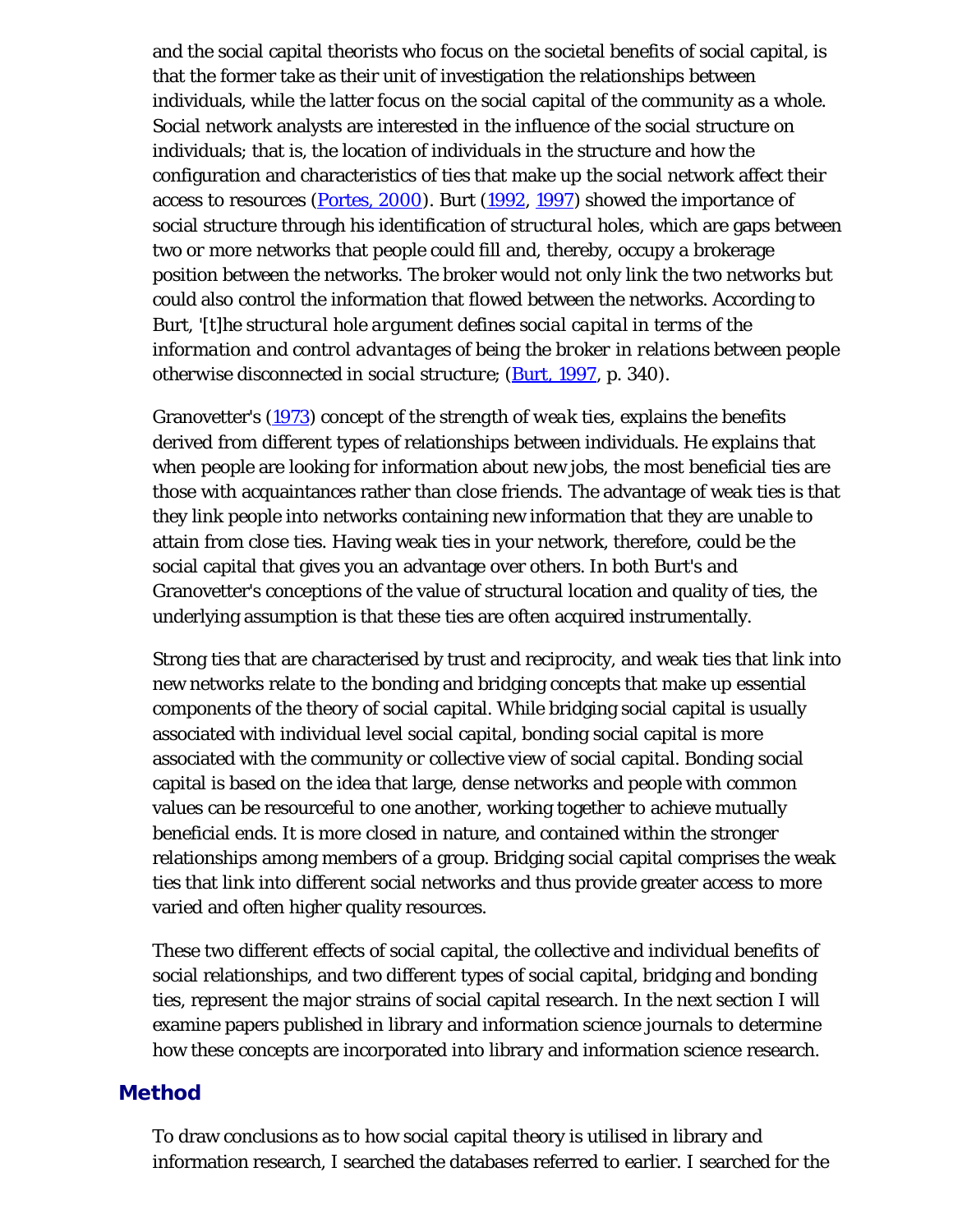and the social capital theorists who focus on the societal benefits of social capital, is that the former take as their unit of investigation the relationships between individuals, while the latter focus on the social capital of the community as a whole. Social network analysts are interested in the influence of the social structure on individuals; that is, the location of individuals in the structure and how the configuration and characteristics of ties that make up the social network affect their access to resources (Portes, 2000). Burt (1992, 1997) showed the importance of social structure through his identification of *structural holes*, which are gaps between two or more networks that people could fill and, thereby, occupy a brokerage position between the networks. The broker would not only link the two networks but could also control the information that flowed between the networks. According to Burt, '*[t]he structural hole argument defines social capital in terms of the information and control advantages of being the broker in relations between people otherwise disconnected in social structure*; (Burt, 1997, p. 340).

Granovetter's (1973) concept of the *strength of weak ties*, explains the benefits derived from different types of relationships between individuals. He explains that when people are looking for information about new jobs, the most beneficial ties are those with acquaintances rather than close friends. The advantage of weak ties is that they link people into networks containing new information that they are unable to attain from close ties. Having weak ties in your network, therefore, could be the social capital that gives you an advantage over others. In both Burt's and Granovetter's conceptions of the value of structural location and quality of ties, the underlying assumption is that these ties are often acquired instrumentally.

Strong ties that are characterised by trust and reciprocity, and weak ties that link into new networks relate to the bonding and bridging concepts that make up essential components of the theory of social capital. While bridging social capital is usually associated with individual level social capital, bonding social capital is more associated with the community or collective view of social capital. Bonding social capital is based on the idea that large, dense networks and people with common values can be resourceful to one another, working together to achieve mutually beneficial ends. It is more closed in nature, and contained within the stronger relationships among members of a group. Bridging social capital comprises the weak ties that link into different social networks and thus provide greater access to more varied and often higher quality resources.

These two different effects of social capital, the collective and individual benefits of social relationships, and two different types of social capital, bridging and bonding ties, represent the major strains of social capital research. In the next section I will examine papers published in library and information science journals to determine how these concepts are incorporated into library and information science research.

## Method

To draw conclusions as to how social capital theory is utilised in library and information research, I searched the databases referred to earlier. I searched for the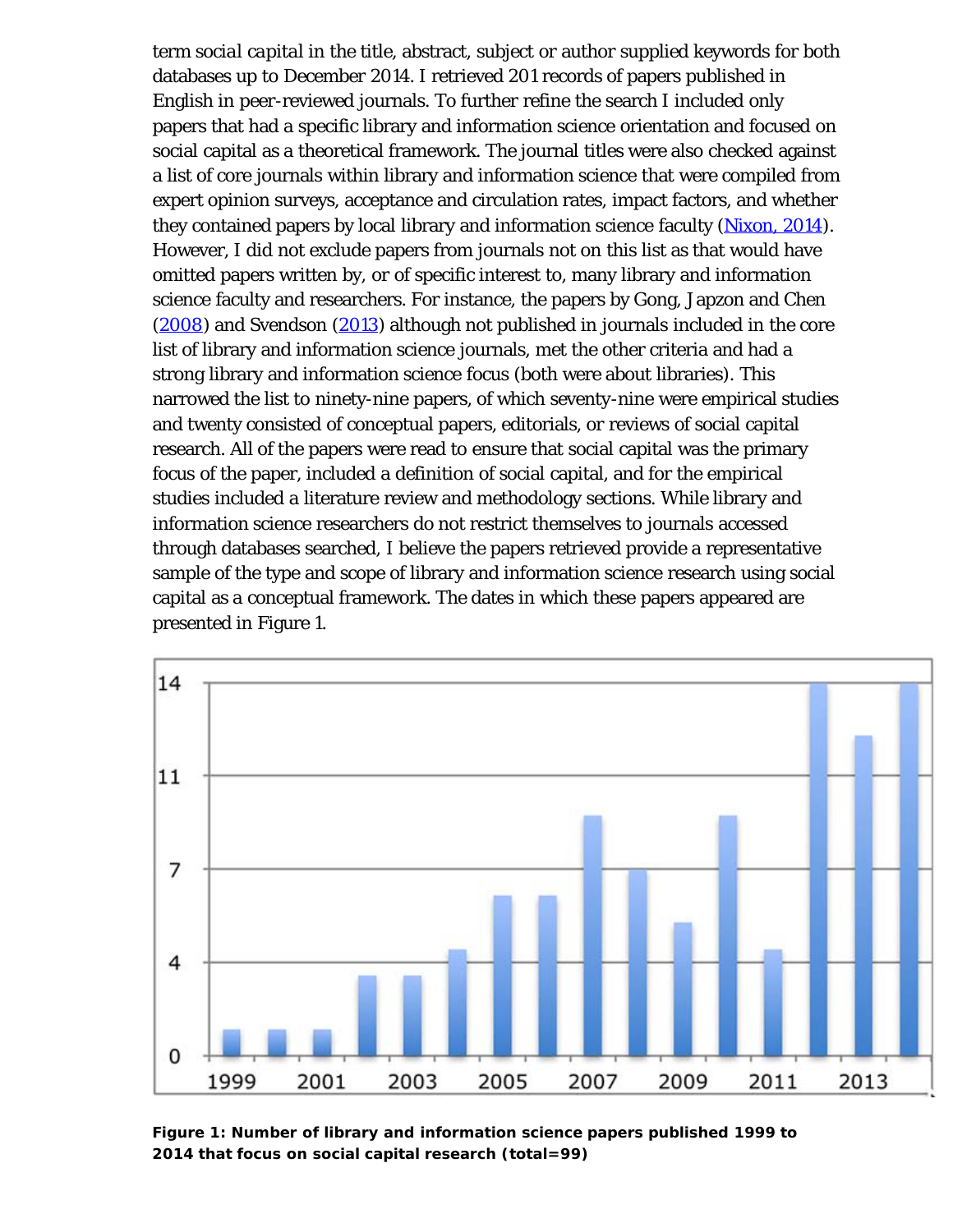term *social capital* in the title, abstract, subject or author supplied keywords for both databases up to December 2014. I retrieved 201 records of papers published in English in peer-reviewed journals. To further refine the search I included only papers that had a specific library and information science orientation and focused on social capital as a theoretical framework. The journal titles were also checked against a list of core journals within library and information science that were compiled from expert opinion surveys, acceptance and circulation rates, impact factors, and whether they contained papers by local library and information science faculty (Nixon, 2014). However, I did not exclude papers from journals not on this list as that would have omitted papers written by, or of specific interest to, many library and information science faculty and researchers. For instance, the papers by Gong, Japzon and Chen (2008) and Svendson (2013) although not published in journals included in the core list of library and information science journals, met the other criteria and had a strong library and information science focus (both were about libraries). This narrowed the list to ninety-nine papers, of which seventy-nine were empirical studies and twenty consisted of conceptual papers, editorials, or reviews of social capital research. All of the papers were read to ensure that social capital was the primary focus of the paper, included a definition of social capital, and for the empirical studies included a literature review and methodology sections. While library and information science researchers do not restrict themselves to journals accessed through databases searched, I believe the papers retrieved provide a representative sample of the type and scope of library and information science research using social capital as a conceptual framework. The dates in which these papers appeared are presented in Figure 1.

**Figure 1: Number of library and information science papers published 1999 to 2014 that focus on social capital research (total=99)**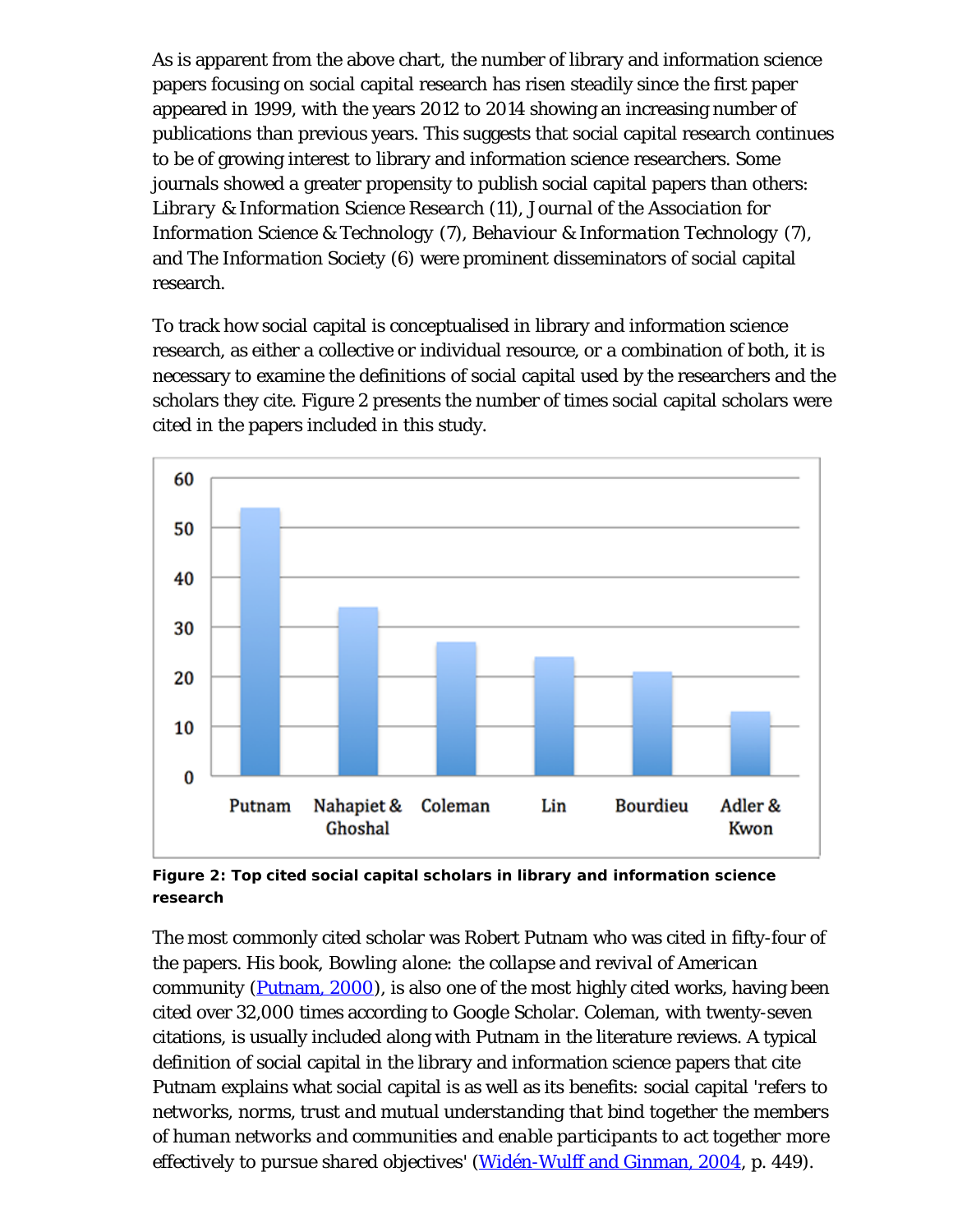As is apparent from the above chart, the number of library and information science papers focusing on social capital research has risen steadily since the first paper appeared in 1999, with the years 2012 to 2014 showing an increasing number of publications than previous years. This suggests that social capital research continues to be of growing interest to library and information science researchers. Some journals showed a greater propensity to publish social capital papers than others: *Library & Information Science Research* (11), *Journal of the Association for Information Science & Technology* (7), *Behaviour & Information Technology* (7), and *The Information Society* (6) were prominent disseminators of social capital research.

To track how social capital is conceptualised in library and information science research, as either a collective or individual resource, or a combination of both, it is necessary to examine the definitions of social capital used by the researchers and the scholars they cite. Figure 2 presents the number of times social capital scholars were cited in the papers included in this study.

**Figure 2: Top cited social capital scholars in library and information science research**

The most commonly cited scholar was Robert Putnam who was cited in fifty-four of the papers. His book, *Bowling alone: the collapse and revival of American community* (Putnam, 2000), is also one of the most highly cited works, having been cited over 32,000 times according to Google Scholar. Coleman, with twenty-seven citations, is usually included along with Putnam in the literature reviews. A typical definition of social capital in the library and information science papers that cite Putnam explains what social capital is as well as its benefits: social capital '*refers to networks, norms, trust and mutual understanding that bind together the members of human networks and communities and enable participants to act together more effectively to pursue shared objectives*' (Widén-Wulff and Ginman, 2004, p. 449).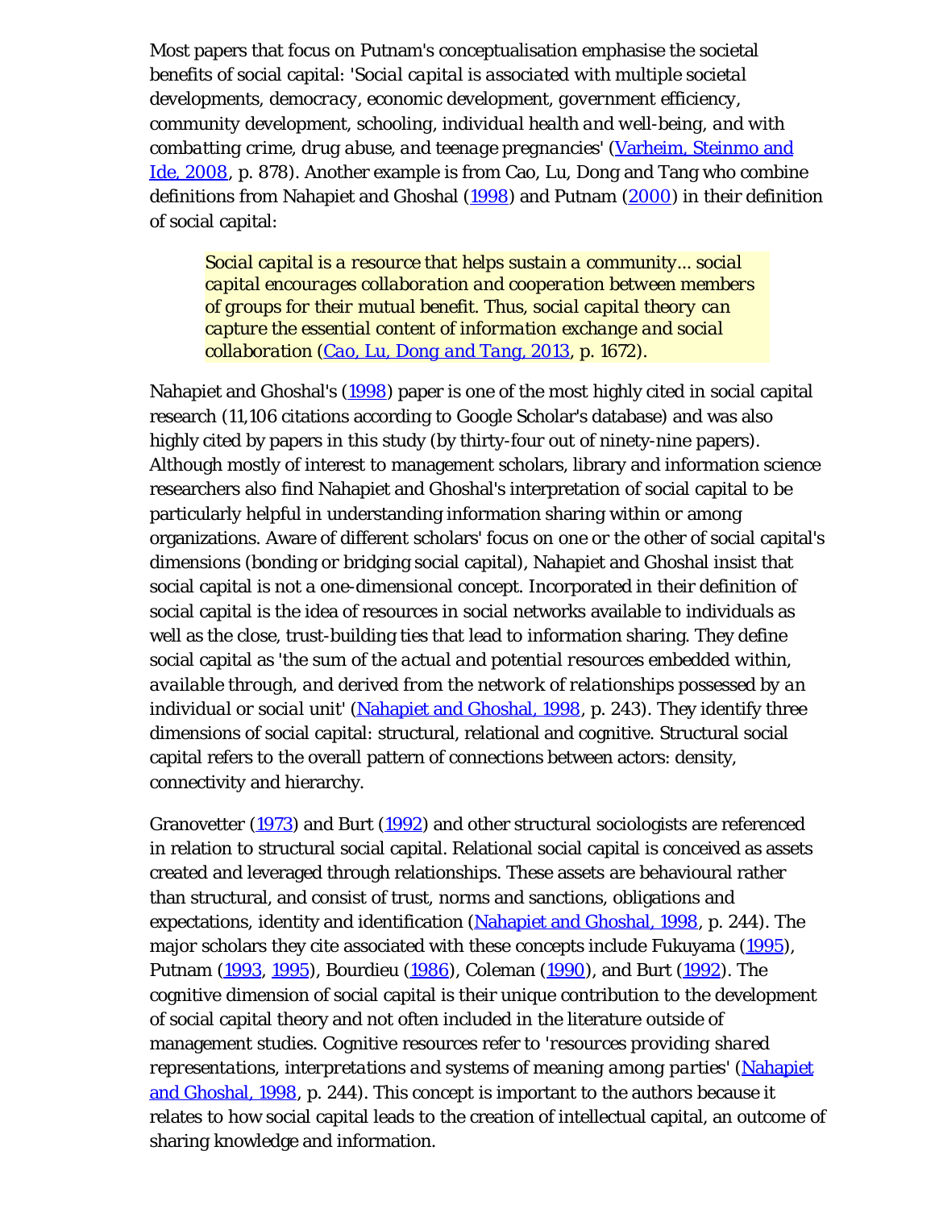Most papers that focus on Putnam's conceptualisation emphasise the societal benefits of social capital: '*Social capital is associated with multiple societal developments, democracy, economic development, government efficiency, community development, schooling, individual health and well-being, and with combatting crime, drug abuse, and teenage pregnancies*' (Varheim, Steinmo and Ide, 2008, p. 878). Another example is from Cao, Lu, Dong and Tang who combine definitions from Nahapiet and Ghoshal (1998) and Putnam (2000) in their definition of social capital:

> *Social capital is a resource that helps sustain a community... social capital encourages collaboration and cooperation between members of groups for their mutual benefit. Thus, social capital theory can capture the essential content of information exchange and social collaboration* (Cao, Lu, Dong and Tang, 2013, p. 1672).

Nahapiet and Ghoshal's (1998) paper is one of the most highly cited in social capital research (11,106 citations according to Google Scholar's database) and was also highly cited by papers in this study (by thirty-four out of ninety-nine papers). Although mostly of interest to management scholars, library and information science researchers also find Nahapiet and Ghoshal's interpretation of social capital to be particularly helpful in understanding information sharing within or among organizations. Aware of different scholars' focus on one or the other of social capital's dimensions (bonding or bridging social capital), Nahapiet and Ghoshal insist that social capital is not a one-dimensional concept. Incorporated in their definition of social capital is the idea of resources in social networks available to individuals as well as the close, trust-building ties that lead to information sharing. They define social capital as 'the sum of the *actual and potential resources* embedded within, *available through, and derived from the network of relationships possessed by an individual or social unit*' (Nahapiet and Ghoshal, 1998, p. 243). They identify three dimensions of social capital: structural, relational and cognitive. Structural social capital refers to the overall pattern of connections between actors: density, connectivity and hierarchy.

Granovetter (1973) and Burt (1992) and other structural sociologists are referenced in relation to structural social capital. Relational social capital is conceived as assets created and leveraged through relationships. These assets are behavioural rather than structural, and consist of trust, norms and sanctions, obligations and expectations, identity and identification (Nahapiet and Ghoshal, 1998, p. 244). The major scholars they cite associated with these concepts include Fukuyama (1995), Putnam (1993, 1995), Bourdieu (1986), Coleman (1990), and Burt (1992). The cognitive dimension of social capital is their unique contribution to the development of social capital theory and not often included in the literature outside of management studies. Cognitive resources refer to '*resources providing shared representations, interpretations and systems of meaning among parties*' (Nahapiet and Ghoshal, 1998, p. 244). This concept is important to the authors because it relates to how social capital leads to the creation of intellectual capital, an outcome of sharing knowledge and information.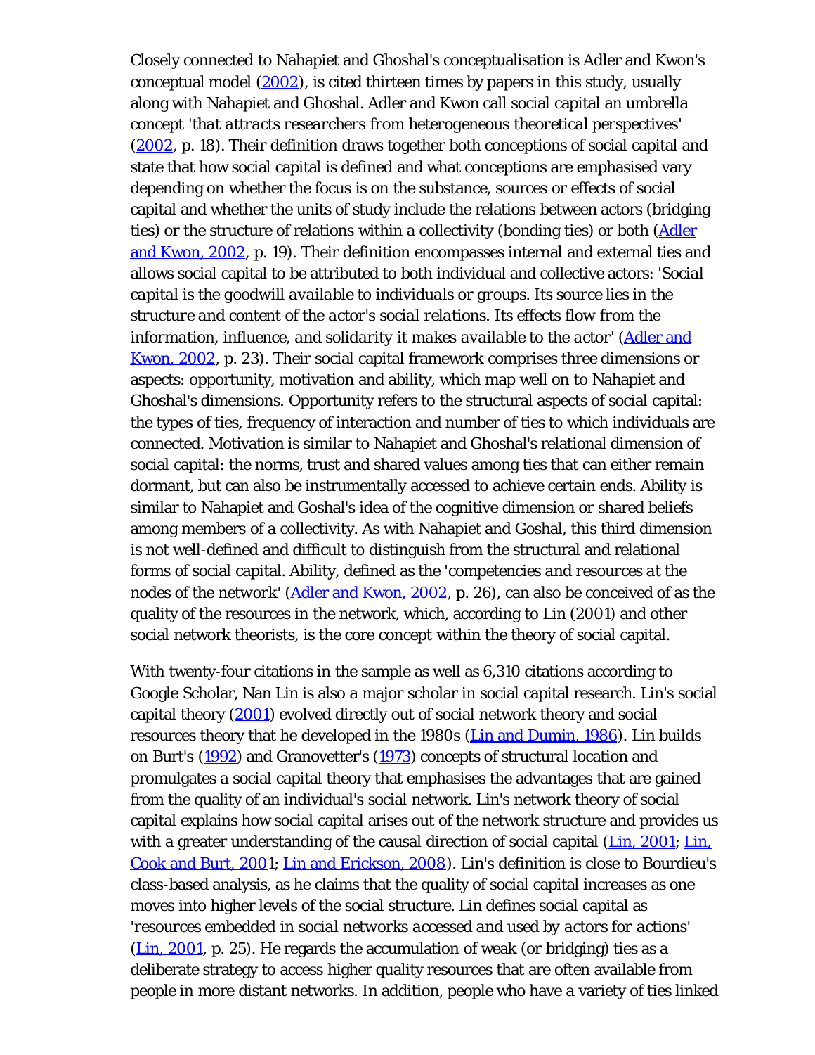Closely connected to Nahapiet and Ghoshal's conceptualisation is Adler and Kwon's conceptual model (2002), is cited thirteen times by papers in this study, usually along with Nahapiet and Ghoshal. Adler and Kwon call social capital an umbrella concept '*that attracts researchers from heterogeneous theoretical perspectives*' (2002, p. 18). Their definition draws together both conceptions of social capital and state that how social capital is defined and what conceptions are emphasised vary depending on whether the focus is on the substance, sources or effects of social capital and whether the units of study include the relations between actors (bridging ties) or the structure of relations within a collectivity (bonding ties) or both (Adler and Kwon, 2002, p. 19). Their definition encompasses internal and external ties and allows social capital to be attributed to both individual and collective actors: '*Social capital is the goodwill available to individuals or groups. Its source lies in the structure and content of the actor's social relations. Its effects flow from the information, influence, and solidarity it makes available to the actor*' (Adler and Kwon, 2002, p. 23). Their social capital framework comprises three dimensions or aspects: opportunity, motivation and ability, which map well on to Nahapiet and Ghoshal's dimensions. Opportunity refers to the structural aspects of social capital: the types of ties, frequency of interaction and number of ties to which individuals are connected. Motivation is similar to Nahapiet and Ghoshal's relational dimension of social capital: the norms, trust and shared values among ties that can either remain dormant, but can also be instrumentally accessed to achieve certain ends. Ability is similar to Nahapiet and Goshal's idea of the cognitive dimension or shared beliefs among members of a collectivity. As with Nahapiet and Goshal, this third dimension is not well-defined and difficult to distinguish from the structural and relational forms of social capital. Ability, defined as the '*competencies and resources at the nodes of the network*' (Adler and Kwon, 2002, p. 26), can also be conceived of as the quality of the resources in the network, which, according to Lin (2001) and other social network theorists, is the core concept within the theory of social capital.

With twenty-four citations in the sample as well as 6,310 citations according to Google Scholar, Nan Lin is also a major scholar in social capital research. Lin's social capital theory (2001) evolved directly out of social network theory and social resources theory that he developed in the 1980s (Lin and Dumin, 1986). Lin builds on Burt's (1992) and Granovetter's (1973) concepts of structural location and promulgates a social capital theory that emphasises the advantages that are gained from the quality of an individual's social network. Lin's network theory of social capital explains how social capital arises out of the network structure and provides us with a greater understanding of the causal direction of social capital (Lin, 2001; Lin, Cook and Burt, 2001; Lin and Erickson, 2008). Lin's definition is close to Bourdieu's class-based analysis, as he claims that the quality of social capital increases as one moves into higher levels of the social structure. Lin defines social capital as '*resources embedded in social networks accessed and used by actors for actions*' (Lin, 2001, p. 25). He regards the accumulation of weak (or bridging) ties as a deliberate strategy to access higher quality resources that are often available from people in more distant networks. In addition, people who have a variety of ties linked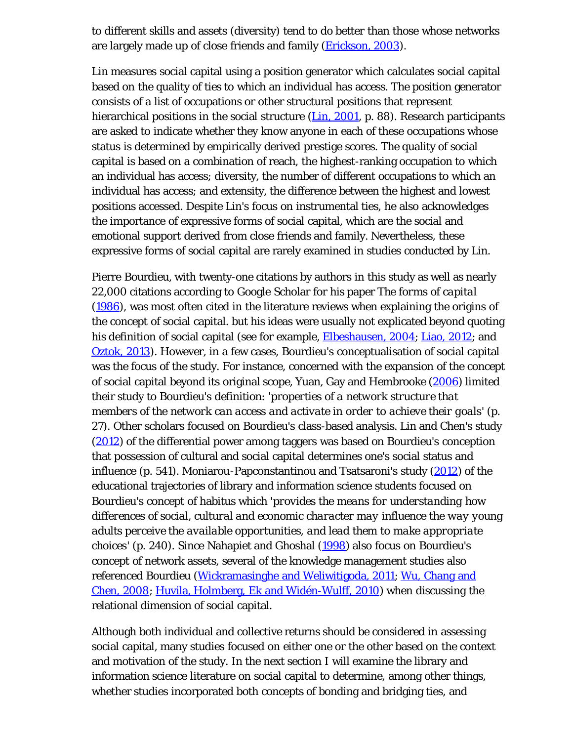to different skills and assets (diversity) tend to do better than those whose networks are largely made up of close friends and family (Erickson, 2003).

Lin measures social capital using a position generator which calculates social capital based on the quality of ties to which an individual has access. The position generator consists of a list of occupations or other structural positions that represent hierarchical positions in the social structure (Lin, 2001, p. 88). Research participants are asked to indicate whether they know anyone in each of these occupations whose status is determined by empirically derived prestige scores. The quality of social capital is based on a combination of reach, the highest-ranking occupation to which an individual has access; diversity, the number of different occupations to which an individual has access; and extensity, the difference between the highest and lowest positions accessed. Despite Lin's focus on instrumental ties, he also acknowledges the importance of expressive forms of social capital, which are the social and emotional support derived from close friends and family. Nevertheless, these expressive forms of social capital are rarely examined in studies conducted by Lin.

Pierre Bourdieu, with twenty-one citations by authors in this study as well as nearly 22,000 citations according to Google Scholar for his paper *The forms of capital* (1986), was most often cited in the literature reviews when explaining the origins of the concept of social capital. but his ideas were usually not explicated beyond quoting his definition of social capital (see for example, Elbeshausen, 2004; Liao, 2012; and Oztok, 2013). However, in a few cases, Bourdieu's conceptualisation of social capital was the focus of the study. For instance, concerned with the expansion of the concept of social capital beyond its original scope, Yuan, Gay and Hembrooke (2006) limited their study to Bourdieu's definition: '*properties of a network structure that members of the network can access and activate in order to achieve their goals*' (p. 27). Other scholars focused on Bourdieu's class-based analysis. Lin and Chen's study (2012) of the differential power among taggers was based on Bourdieu's conception that possession of cultural and social capital determines one's social status and influence (p. 541). Moniarou-Papconstantinou and Tsatsaroni's study (2012) of the educational trajectories of library and information science students focused on Bourdieu's concept of habitus which '*provides the means for understanding how differences of social, cultural and economic character may influence the way young adults perceive the available opportunities, and lead them to make appropriate choices*' (p. 240). Since Nahapiet and Ghoshal (1998) also focus on Bourdieu's concept of network assets, several of the knowledge management studies also referenced Bourdieu (Wickramasinghe and Weliwitigoda, 2011; Wu, Chang and Chen, 2008; Huvila, Holmberg, Ek and Widén-Wulff, 2010) when discussing the relational dimension of social capital.

Although both individual and collective returns should be considered in assessing social capital, many studies focused on either one or the other based on the context and motivation of the study. In the next section I will examine the library and information science literature on social capital to determine, among other things, whether studies incorporated both concepts of bonding and bridging ties, and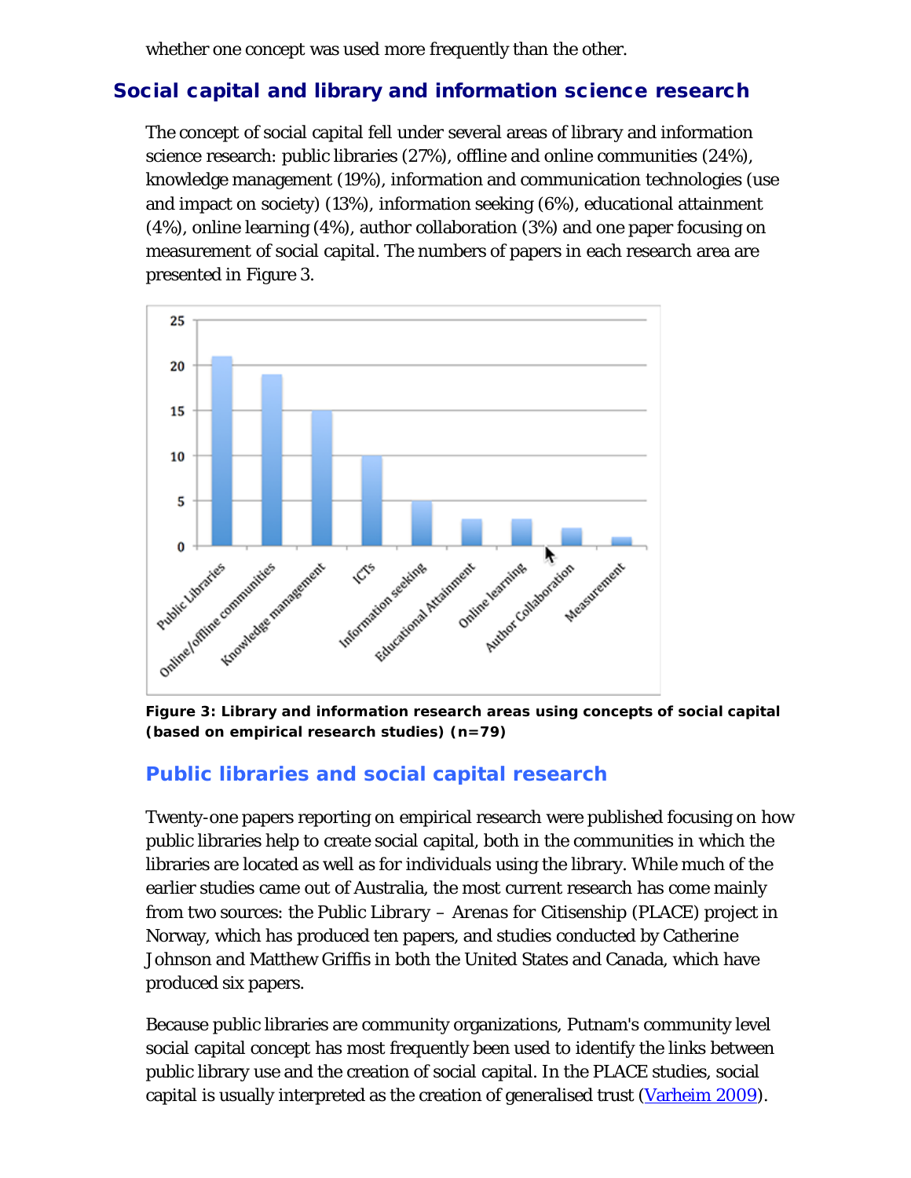whether one concept was used more frequently than the other.

## Social capital and library and information science research

The concept of social capital fell under several areas of library and information science research: public libraries (27%), offline and online communities (24%), knowledge management (19%), information and communication technologies (use and impact on society) (13%), information seeking (6%), educational attainment (4%), online learning (4%), author collaboration (3%) and one paper focusing on measurement of social capital. The numbers of papers in each research area are presented in Figure 3.

**Figure 3: Library and information research areas using concepts of social capital (based on empirical research studies) (n=79)**

### Public libraries and social capital research

Twenty-one papers reporting on empirical research were published focusing on how public libraries help to create social capital, both in the communities in which the libraries are located as well as for individuals using the library. While much of the earlier studies came out of Australia, the most current research has come mainly from two sources: the *Public Library – Arenas for Citisenship* (PLACE) project in Norway, which has produced ten papers, and studies conducted by Catherine Johnson and Matthew Griffis in both the United States and Canada, which have produced six papers.

Because public libraries are community organizations, Putnam's community level social capital concept has most frequently been used to identify the links between public library use and the creation of social capital. In the PLACE studies, social capital is usually interpreted as the creation of generalised trust (Varheim 2009).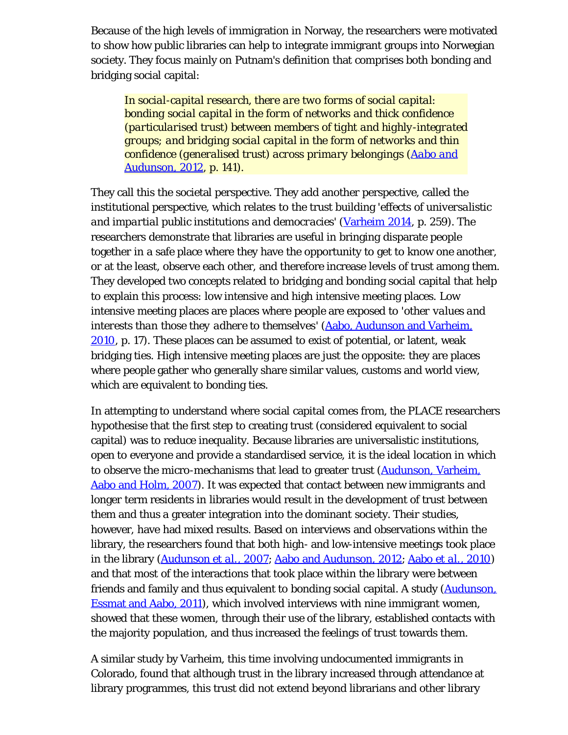Because of the high levels of immigration in Norway, the researchers were motivated to show how public libraries can help to integrate immigrant groups into Norwegian society. They focus mainly on Putnam's definition that comprises both bonding and bridging social capital:

> *In social-capital research, there are two forms of social capital: bonding social capital in the form of networks and thick confidence (particularised trust) between members of tight and highly-integrated groups; and bridging social capital in the form of networks and thin confidence (generalised trust) across primary* belongings (Aabo and Audunson, 2012, p. 141).

They call this the societal perspective. They add another perspective, called the institutional perspective, which relates to the trust building 'effects *of universalistic and impartial* public institutions *and democracies*' (Varheim 2014, p. 259). The researchers demonstrate that libraries are useful in bringing disparate people together in a safe place where they have the opportunity to get to know one another, or at the least, observe each other, and therefore increase levels of trust among them. They developed two concepts related to bridging and bonding social capital that help to explain this process: low intensive and high intensive meeting places. Low intensive meeting places are places where people are exposed to 'other *values and interests than* those *they adhere* to themselves' (Aabo, Audunson and Varheim, 2010, p. 17). These places can be assumed to exist of potential, or latent, weak bridging ties. High intensive meeting places are just the opposite: they are places where people gather who generally share similar values, customs and world view, which are equivalent to bonding ties.

In attempting to understand where social capital comes from, the PLACE researchers hypothesise that the first step to creating trust (considered equivalent to social capital) was to reduce inequality. Because libraries are universalistic institutions, open to everyone and provide a standardised service, it is the ideal location in which to observe the micro-mechanisms that lead to greater trust (Audunson, Varheim, Aabo and Holm, 2007). It was expected that contact between new immigrants and longer term residents in libraries would result in the development of trust between them and thus a greater integration into the dominant society. Their studies, however, have had mixed results. Based on interviews and observations within the library, the researchers found that both high- and low-intensive meetings took place in the library (Audunson et al., 2007; Aabo and Audunson, 2012; Aabo et al., 2010) and that most of the interactions that took place within the library were between friends and family and thus equivalent to bonding social capital. A study (Audunson, Essmat and Aabo, 2011), which involved interviews with nine immigrant women, showed that these women, through their use of the library, established contacts with the majority population, and thus increased the feelings of trust towards them.

A similar study by Varheim, this time involving undocumented immigrants in Colorado, found that although trust in the library increased through attendance at library programmes, this trust did not extend beyond librarians and other library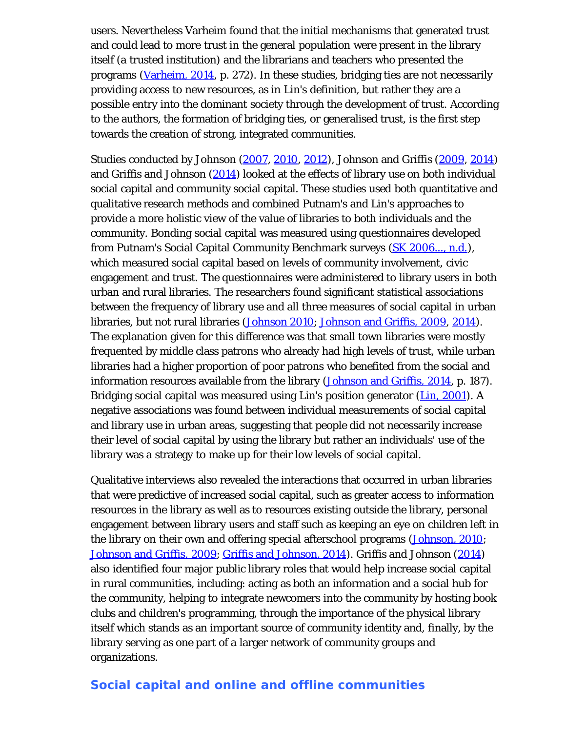users. Nevertheless Varheim found that the initial mechanisms that generated trust and could lead to more trust in the general population were present in the library itself (a trusted institution) and the librarians and teachers who presented the programs (Varheim, 2014, p. 272). In these studies, bridging ties are not necessarily providing access to new resources, as in Lin's definition, but rather they are a possible entry into the dominant society through the development of trust. According to the authors, the formation of bridging ties, or generalised trust, is the first step towards the creation of strong, integrated communities.

Studies conducted by Johnson (2007, 2010, 2012), Johnson and Griffis (2009, 2014) and Griffis and Johnson (2014) looked at the effects of library use on both individual social capital and community social capital. These studies used both quantitative and qualitative research methods and combined Putnam's and Lin's approaches to provide a more holistic view of the value of libraries to both individuals and the community. Bonding social capital was measured using questionnaires developed from Putnam's Social Capital Community Benchmark surveys (SK 2006..., n.d.), which measured social capital based on levels of community involvement, civic engagement and trust. The questionnaires were administered to library users in both urban and rural libraries. The researchers found significant statistical associations between the frequency of library use and all three measures of social capital in urban libraries, but not rural libraries (Johnson 2010; Johnson and Griffis, 2009, 2014). The explanation given for this difference was that small town libraries were mostly frequented by middle class patrons who already had high levels of trust, while urban libraries had a higher proportion of poor patrons who benefited from the social and information resources available from the library (Johnson and Griffis, 2014, p. 187). Bridging social capital was measured using Lin's position generator (Lin, 2001). A negative associations was found between individual measurements of social capital and library use in urban areas, suggesting that people did not necessarily increase their level of social capital by using the library but rather an individuals' use of the library was a strategy to make up for their low levels of social capital.

Qualitative interviews also revealed the interactions that occurred in urban libraries that were predictive of increased social capital, such as greater access to information resources in the library as well as to resources existing outside the library, personal engagement between library users and staff such as keeping an eye on children left in the library on their own and offering special afterschool programs (Johnson, 2010; Johnson and Griffis, 2009; Griffis and Johnson, 2014). Griffis and Johnson (2014) also identified four major public library roles that would help increase social capital in rural communities, including: acting as both an information and a social hub for the community, helping to integrate newcomers into the community by hosting book clubs and children's programming, through the importance of the physical library itself which stands as an important source of community identity and, finally, by the library serving as one part of a larger network of community groups and organizations.

## Social capital and online and offline communities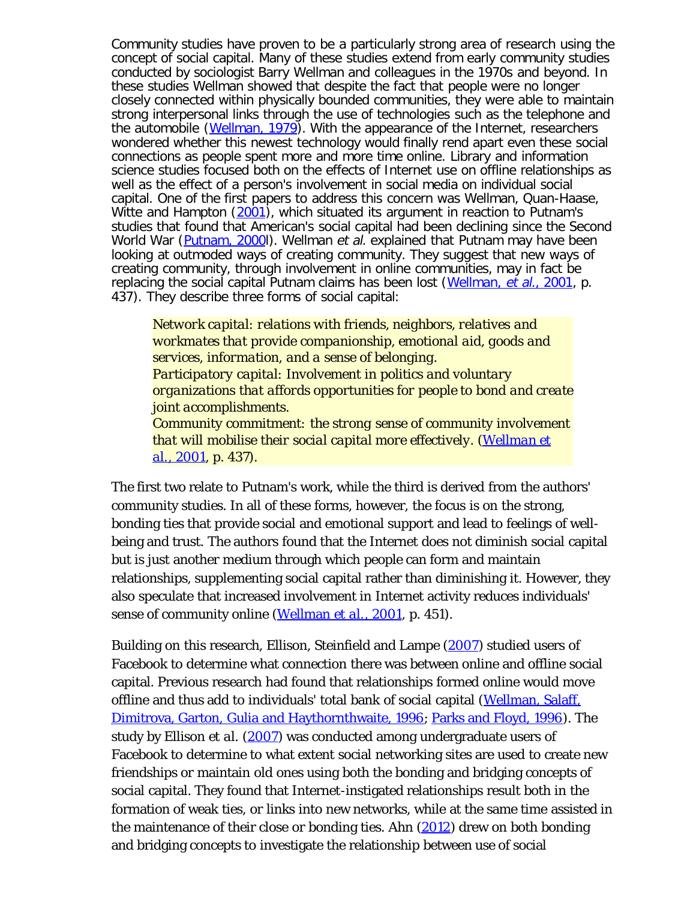Community studies have proven to be a particularly strong area of research using the concept of social capital. Many of these studies extend from early community studies conducted by sociologist Barry Wellman and colleagues in the 1970s and beyond. In these studies Wellman showed that despite the fact that people were no longer closely connected within physically bounded communities, they were able to maintain strong interpersonal links through the use of technologies such as the telephone and the automobile (Wellman, 1979). With the appearance of the Internet, researchers wondered whether this newest technology would finally rend apart even these social connections as people spent more and more time online. Library and information science studies focused both on the effects of Internet use on offline relationships as well as the effect of a person's involvement in social media on individual social capital. One of the first papers to address this concern was Wellman, Quan-Haase, Witte and Hampton (2001), which situated its argument in reaction to Putnam's studies that found that American's social capital had been declining since the Second World War (Putnam, 2000l). Wellman *et al.* explained that Putnam may have been looking at outmoded ways of creating community. They suggest that new ways of creating community, through involvement in online communities, may in fact be replacing the social capital Putnam claims has been lost (Wellman, *et al.*, 2001, p. 437). They describe three forms of social capital:

> *Network capital: relations with friends, neighbors, relatives and workmates that provide companionship, emotional aid, goods and services, information, and a sense of belonging.*
> *Participatory capital: Involvement in politics and voluntary organizations that affords opportunities for people to bond and create joint accomplishments.*
> *Community commitment: the strong sense of community involvement that will mobilise their social capital more effectively.* (Wellman et al., 2001, p. 437).

The first two relate to Putnam's work, while the third is derived from the authors' community studies. In all of these forms, however, the focus is on the strong, bonding ties that provide social and emotional support and lead to feelings of well-being and trust. The authors found that the Internet does not diminish social capital but is just another medium through which people can form and maintain relationships, supplementing social capital rather than diminishing it. However, they also speculate that increased involvement in Internet activity reduces individuals' sense of community online (Wellman et al., 2001, p. 451).

Building on this research, Ellison, Steinfield and Lampe (2007) studied users of Facebook to determine what connection there was between online and offline social capital. Previous research had found that relationships formed online would move offline and thus add to individuals' total bank of social capital (Wellman, Salaff, Dimitrova, Garton, Gulia and Haythornthwaite, 1996; Parks and Floyd, 1996). The study by Ellison et al. (2007) was conducted among undergraduate users of Facebook to determine to what extent social networking sites are used to create new friendships or maintain old ones using both the bonding and bridging concepts of social capital. They found that Internet-instigated relationships result both in the formation of weak ties, or links into new networks, while at the same time assisted in the maintenance of their close or bonding ties. Ahn (2012) drew on both bonding and bridging concepts to investigate the relationship between use of social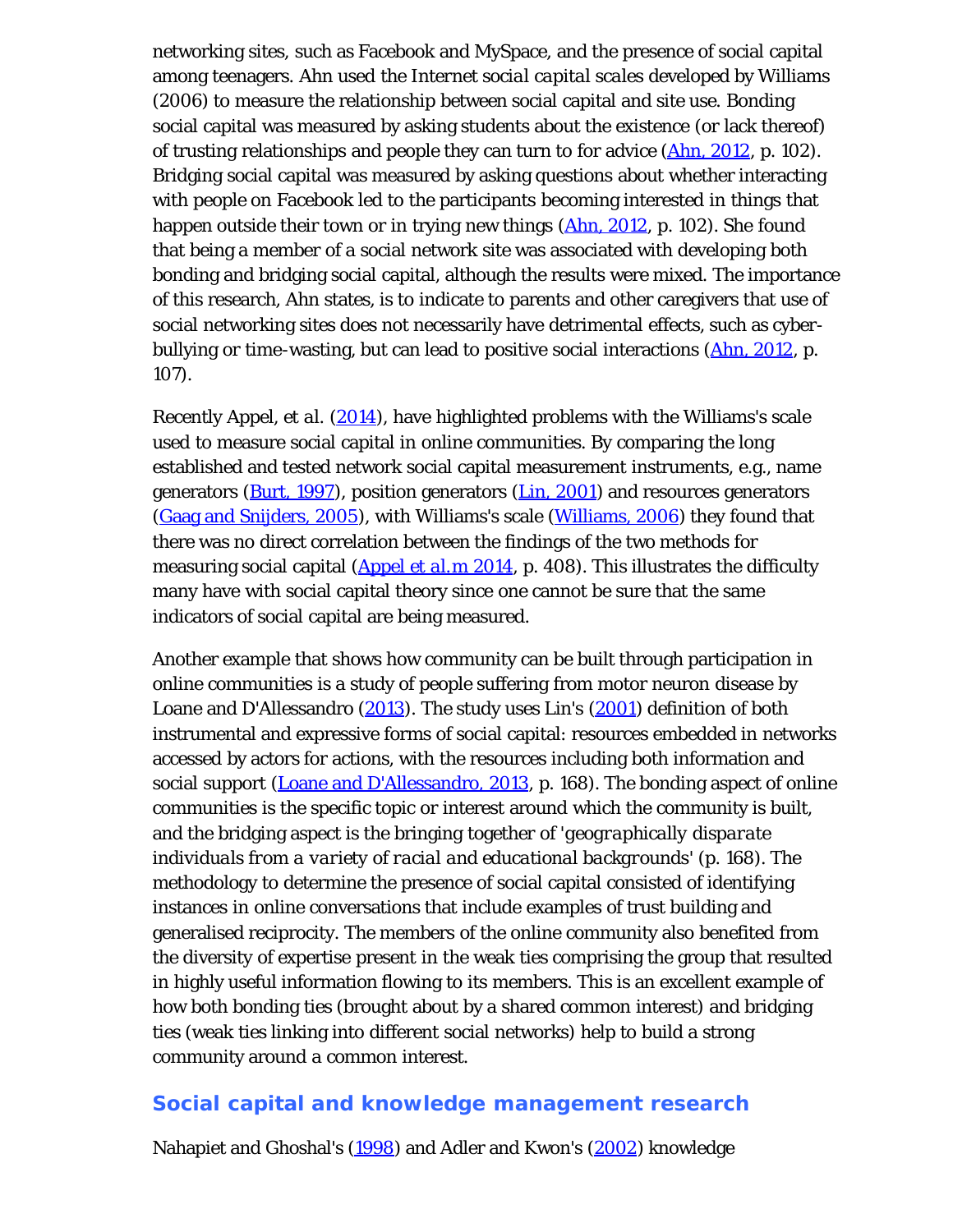networking sites, such as Facebook and MySpace, and the presence of social capital among teenagers. Ahn used the *Internet social capital scales* developed by Williams (2006) to measure the relationship between social capital and site use. Bonding social capital was measured by asking students about the existence (or lack thereof) of trusting relationships and people they can turn to for advice (Ahn, 2012, p. 102). Bridging social capital was measured by asking questions about whether interacting with people on Facebook led to the participants becoming interested in things that happen outside their town or in trying new things (Ahn, 2012, p. 102). She found that being a member of a social network site was associated with developing both bonding and bridging social capital, although the results were mixed. The importance of this research, Ahn states, is to indicate to parents and other caregivers that use of social networking sites does not necessarily have detrimental effects, such as cyber-bullying or time-wasting, but can lead to positive social interactions (Ahn, 2012, p. 107).

Recently Appel, et al. (2014), have highlighted problems with the Williams's scale used to measure social capital in online communities. By comparing the long established and tested network social capital measurement instruments, e.g., name generators (Burt, 1997), position generators (Lin, 2001) and resources generators (Gaag and Snijders, 2005), with Williams's scale (Williams, 2006) they found that there was no direct correlation between the findings of the two methods for measuring social capital (Appel et al.m 2014, p. 408). This illustrates the difficulty many have with social capital theory since one cannot be sure that the same indicators of social capital are being measured.

Another example that shows how community can be built through participation in online communities is a study of people suffering from motor neuron disease by Loane and D'Allessandro (2013). The study uses Lin's (2001) definition of both instrumental and expressive forms of social capital: resources embedded in networks accessed by actors for actions, with the resources including both information and social support (Loane and D'Allessandro, 2013, p. 168). The bonding aspect of online communities is the specific topic or interest around which the community is built, and the bridging aspect is the bringing together of '*geographically disparate individuals from a variety of racial and educational backgrounds*' (p. 168). The methodology to determine the presence of social capital consisted of identifying instances in online conversations that include examples of trust building and generalised reciprocity. The members of the online community also benefited from the diversity of expertise present in the weak ties comprising the group that resulted in highly useful information flowing to its members. This is an excellent example of how both bonding ties (brought about by a shared common interest) and bridging ties (weak ties linking into different social networks) help to build a strong community around a common interest.

## Social capital and knowledge management research

Nahapiet and Ghoshal's (1998) and Adler and Kwon's (2002) knowledge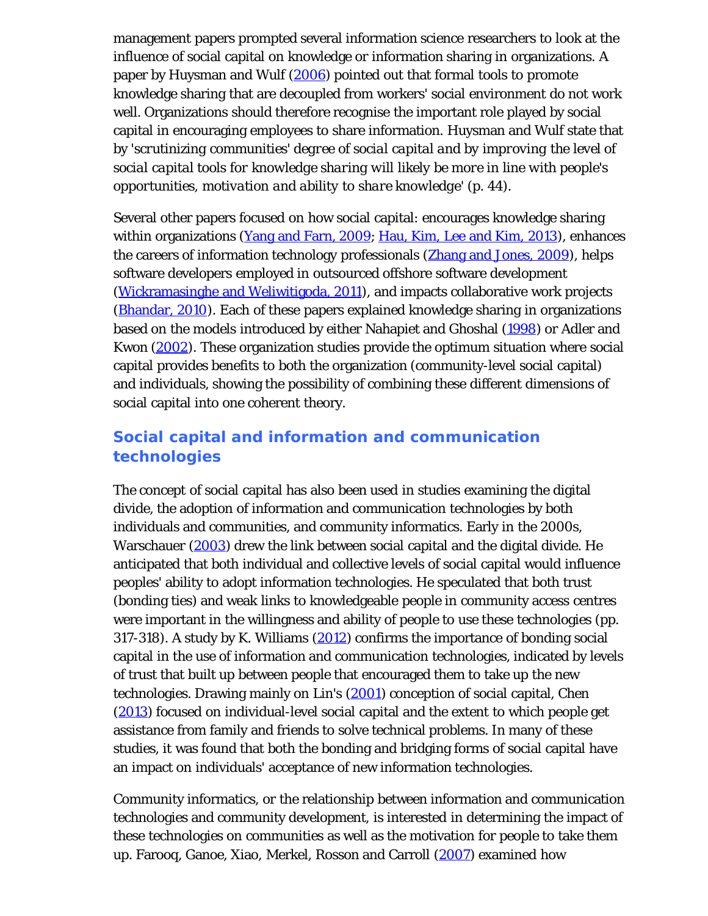management papers prompted several information science researchers to look at the influence of social capital on knowledge or information sharing in organizations. A paper by Huysman and Wulf (2006) pointed out that formal tools to promote knowledge sharing that are decoupled from workers' social environment do not work well. Organizations should therefore recognise the important role played by social capital in encouraging employees to share information. Huysman and Wulf state that by '*scrutinizing communities' degree of social capital and by improving the level of social capital tools for knowledge sharing will likely be more in line with people's opportunities, motivation and ability to share knowledge*' (p. 44).

Several other papers focused on how social capital: encourages knowledge sharing within organizations (Yang and Farn, 2009; Hau, Kim, Lee and Kim, 2013), enhances the careers of information technology professionals (Zhang and Jones, 2009), helps software developers employed in outsourced offshore software development (Wickramasinghe and Weliwitigoda, 2011), and impacts collaborative work projects (Bhandar, 2010). Each of these papers explained knowledge sharing in organizations based on the models introduced by either Nahapiet and Ghoshal (1998) or Adler and Kwon (2002). These organization studies provide the optimum situation where social capital provides benefits to both the organization (community-level social capital) and individuals, showing the possibility of combining these different dimensions of social capital into one coherent theory.

## Social capital and information and communication technologies

The concept of social capital has also been used in studies examining the digital divide, the adoption of information and communication technologies by both individuals and communities, and community informatics. Early in the 2000s, Warschauer (2003) drew the link between social capital and the digital divide. He anticipated that both individual and collective levels of social capital would influence peoples' ability to adopt information technologies. He speculated that both trust (bonding ties) and weak links to knowledgeable people in community access centres were important in the willingness and ability of people to use these technologies (pp. 317-318). A study by K. Williams (2012) confirms the importance of bonding social capital in the use of information and communication technologies, indicated by levels of trust that built up between people that encouraged them to take up the new technologies. Drawing mainly on Lin's (2001) conception of social capital, Chen (2013) focused on individual-level social capital and the extent to which people get assistance from family and friends to solve technical problems. In many of these studies, it was found that both the bonding and bridging forms of social capital have an impact on individuals' acceptance of new information technologies.

Community informatics, or the relationship between information and communication technologies and community development, is interested in determining the impact of these technologies on communities as well as the motivation for people to take them up. Farooq, Ganoe, Xiao, Merkel, Rosson and Carroll (2007) examined how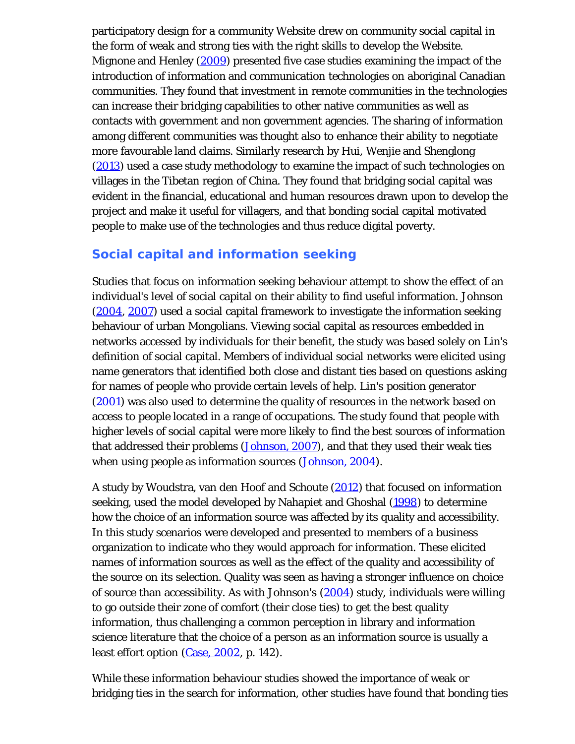participatory design for a community Website drew on community social capital in the form of weak and strong ties with the right skills to develop the Website. Mignone and Henley (2009) presented five case studies examining the impact of the introduction of information and communication technologies on aboriginal Canadian communities. They found that investment in remote communities in the technologies can increase their bridging capabilities to other native communities as well as contacts with government and non government agencies. The sharing of information among different communities was thought also to enhance their ability to negotiate more favourable land claims. Similarly research by Hui, Wenjie and Shenglong (2013) used a case study methodology to examine the impact of such technologies on villages in the Tibetan region of China. They found that bridging social capital was evident in the financial, educational and human resources drawn upon to develop the project and make it useful for villagers, and that bonding social capital motivated people to make use of the technologies and thus reduce digital poverty.

## Social capital and information seeking

Studies that focus on information seeking behaviour attempt to show the effect of an individual's level of social capital on their ability to find useful information. Johnson (2004, 2007) used a social capital framework to investigate the information seeking behaviour of urban Mongolians. Viewing social capital as resources embedded in networks accessed by individuals for their benefit, the study was based solely on Lin's definition of social capital. Members of individual social networks were elicited using name generators that identified both close and distant ties based on questions asking for names of people who provide certain levels of help. Lin's position generator (2001) was also used to determine the quality of resources in the network based on access to people located in a range of occupations. The study found that people with higher levels of social capital were more likely to find the best sources of information that addressed their problems (Johnson, 2007), and that they used their weak ties when using people as information sources (Johnson, 2004).

A study by Woudstra, van den Hoof and Schoute (2012) that focused on information seeking, used the model developed by Nahapiet and Ghoshal (1998) to determine how the choice of an information source was affected by its quality and accessibility. In this study scenarios were developed and presented to members of a business organization to indicate who they would approach for information. These elicited names of information sources as well as the effect of the quality and accessibility of the source on its selection. Quality was seen as having a stronger influence on choice of source than accessibility. As with Johnson's (2004) study, individuals were willing to go outside their zone of comfort (their close ties) to get the best quality information, thus challenging a common perception in library and information science literature that the choice of a person as an information source is usually a least effort option (Case, 2002, p. 142).

While these information behaviour studies showed the importance of weak or bridging ties in the search for information, other studies have found that bonding ties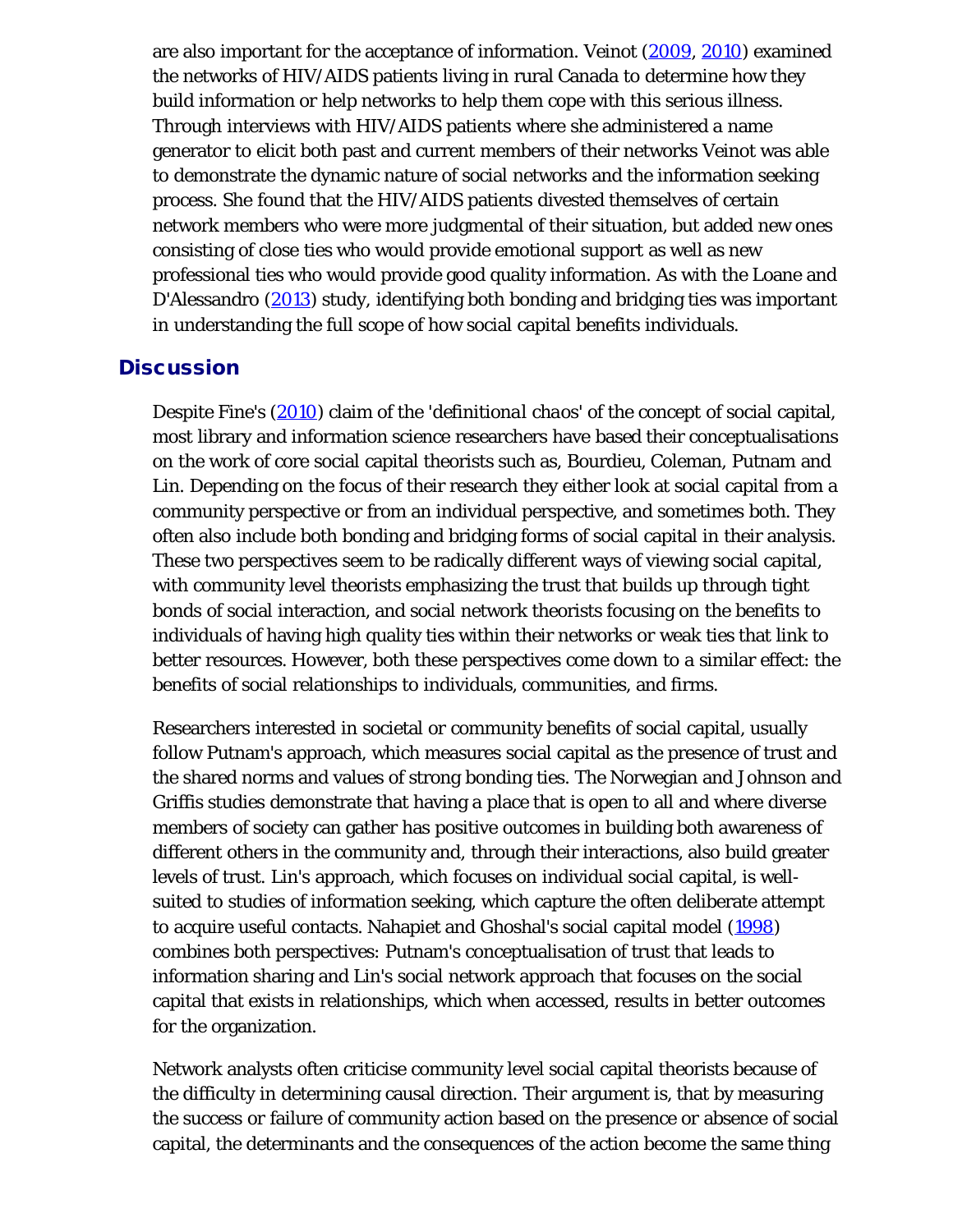are also important for the acceptance of information. Veinot (2009, 2010) examined the networks of HIV/AIDS patients living in rural Canada to determine how they build information or help networks to help them cope with this serious illness. Through interviews with HIV/AIDS patients where she administered a name generator to elicit both past and current members of their networks Veinot was able to demonstrate the dynamic nature of social networks and the information seeking process. She found that the HIV/AIDS patients divested themselves of certain network members who were more judgmental of their situation, but added new ones consisting of close ties who would provide emotional support as well as new professional ties who would provide good quality information. As with the Loane and D'Alessandro (2013) study, identifying both bonding and bridging ties was important in understanding the full scope of how social capital benefits individuals.

## Discussion

Despite Fine's (2010) claim of the '*definitional chaos*' of the concept of social capital, most library and information science researchers have based their conceptualisations on the work of core social capital theorists such as, Bourdieu, Coleman, Putnam and Lin. Depending on the focus of their research they either look at social capital from a community perspective or from an individual perspective, and sometimes both. They often also include both bonding and bridging forms of social capital in their analysis. These two perspectives seem to be radically different ways of viewing social capital, with community level theorists emphasizing the trust that builds up through tight bonds of social interaction, and social network theorists focusing on the benefits to individuals of having high quality ties within their networks or weak ties that link to better resources. However, both these perspectives come down to a similar effect: the benefits of social relationships to individuals, communities, and firms.

Researchers interested in societal or community benefits of social capital, usually follow Putnam's approach, which measures social capital as the presence of trust and the shared norms and values of strong bonding ties. The Norwegian and Johnson and Griffis studies demonstrate that having a place that is open to all and where diverse members of society can gather has positive outcomes in building both awareness of different others in the community and, through their interactions, also build greater levels of trust. Lin's approach, which focuses on individual social capital, is well-suited to studies of information seeking, which capture the often deliberate attempt to acquire useful contacts. Nahapiet and Ghoshal's social capital model (1998) combines both perspectives: Putnam's conceptualisation of trust that leads to information sharing and Lin's social network approach that focuses on the social capital that exists in relationships, which when accessed, results in better outcomes for the organization.

Network analysts often criticise community level social capital theorists because of the difficulty in determining causal direction. Their argument is, that by measuring the success or failure of community action based on the presence or absence of social capital, the determinants and the consequences of the action become the same thing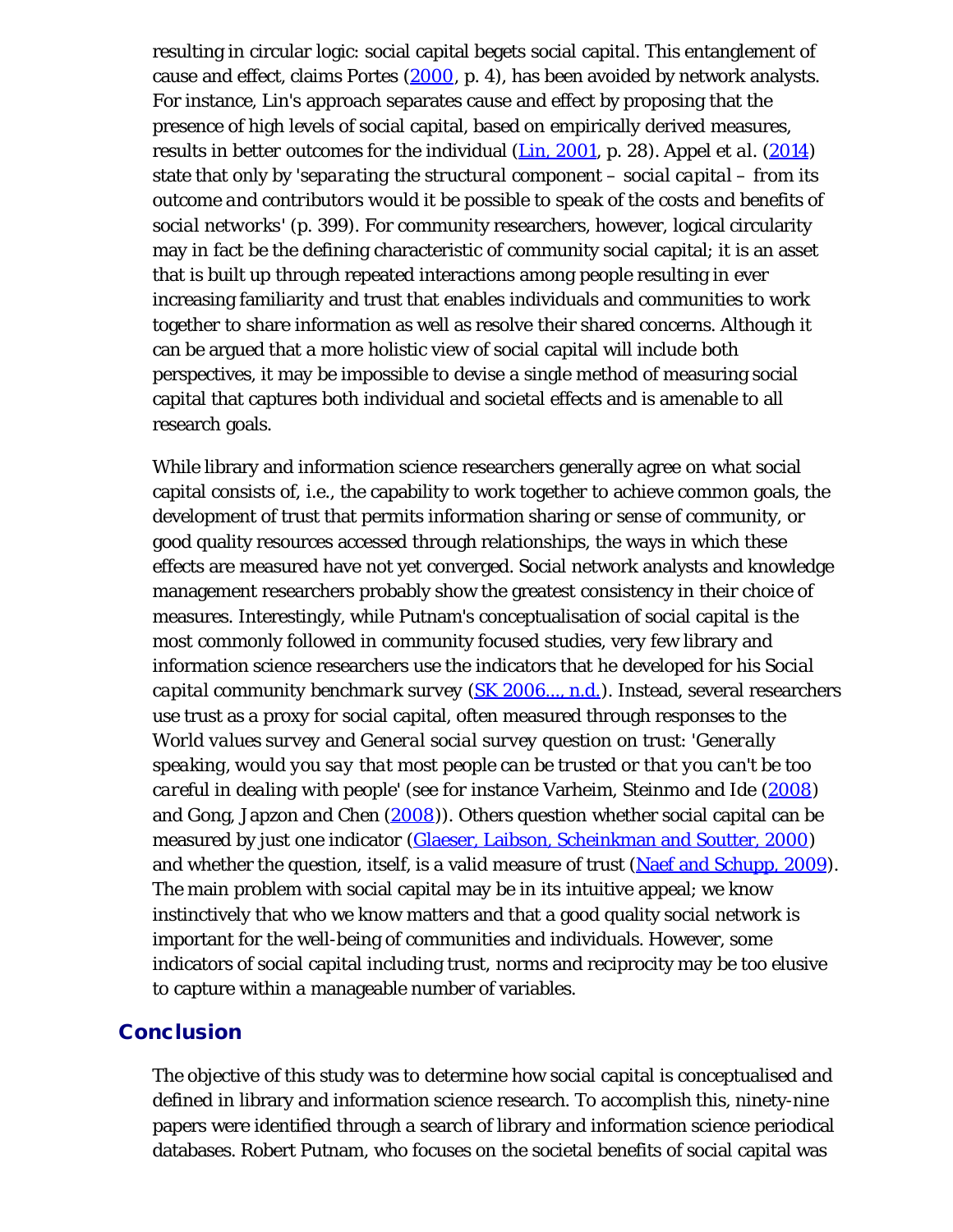resulting in circular logic: social capital begets social capital. This entanglement of cause and effect, claims Portes (2000, p. 4), has been avoided by network analysts. For instance, Lin's approach separates cause and effect by proposing that the presence of high levels of social capital, based on empirically derived measures, results in better outcomes for the individual (Lin, 2001, p. 28). Appel *et al.* (2014) state that only by *'separating the structural component – social capital – from its outcome and contributors would it be possible to speak of the costs and benefits of social networks'* (p. 399). For community researchers, however, logical circularity may in fact be the defining characteristic of community social capital; it is an asset that is built up through repeated interactions among people resulting in ever increasing familiarity and trust that enables individuals and communities to work together to share information as well as resolve their shared concerns. Although it can be argued that a more holistic view of social capital will include both perspectives, it may be impossible to devise a single method of measuring social capital that captures both individual and societal effects and is amenable to all research goals.

While library and information science researchers generally agree on what social capital consists of, i.e., the capability to work together to achieve common goals, the development of trust that permits information sharing or sense of community, or good quality resources accessed through relationships, the ways in which these effects are measured have not yet converged. Social network analysts and knowledge management researchers probably show the greatest consistency in their choice of measures. Interestingly, while Putnam's conceptualisation of social capital is the most commonly followed in community focused studies, very few library and information science researchers use the indicators that he developed for his *Social capital community benchmark survey* (SK 2006..., n.d.). Instead, several researchers use trust as a proxy for social capital, often measured through responses to the *World values survey* and *General social survey* question on trust: *'Generally speaking, would you say that most people can be trusted or that you can't be too careful in dealing with people'* (see for instance Varheim, Steinmo and Ide (2008) and Gong, Japzon and Chen (2008)). Others question whether social capital can be measured by just one indicator (Glaeser, Laibson, Scheinkman and Soutter, 2000) and whether the question, itself, is a valid measure of trust (Naef and Schupp, 2009). The main problem with social capital may be in its intuitive appeal; we know instinctively that who we know matters and that a good quality social network is important for the well-being of communities and individuals. However, some indicators of social capital including trust, norms and reciprocity may be too elusive to capture within a manageable number of variables.

## Conclusion

The objective of this study was to determine how social capital is conceptualised and defined in library and information science research. To accomplish this, ninety-nine papers were identified through a search of library and information science periodical databases. Robert Putnam, who focuses on the societal benefits of social capital was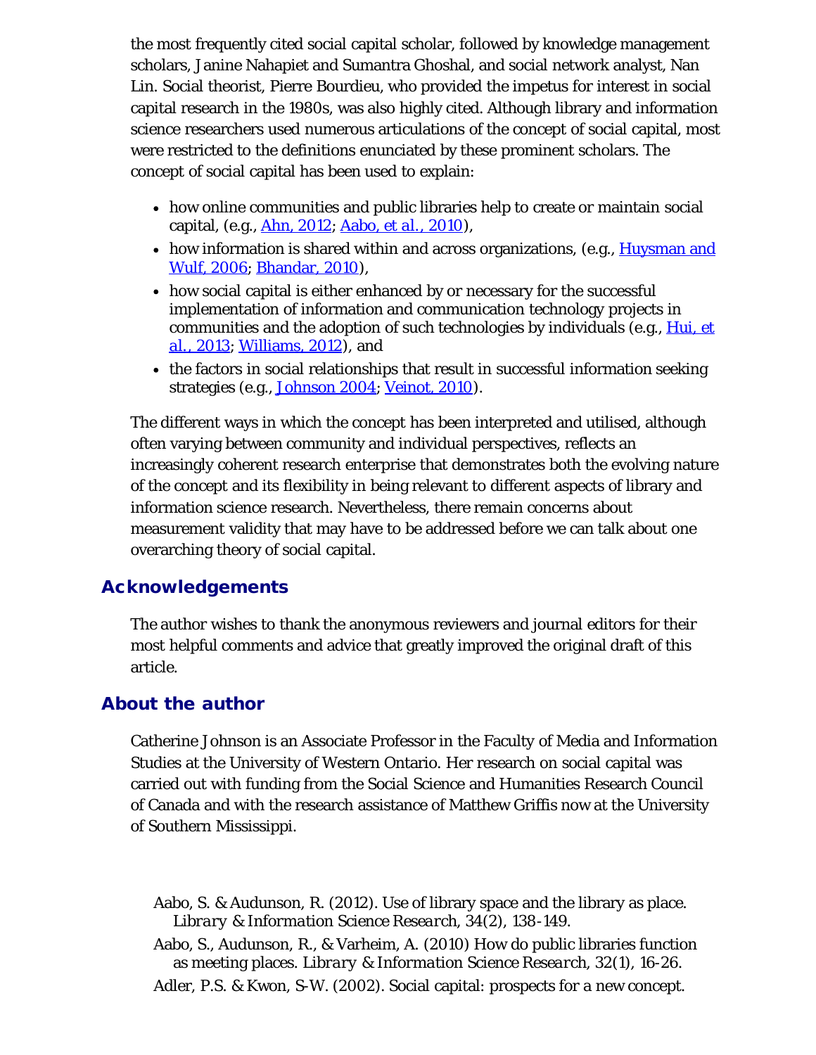the most frequently cited social capital scholar, followed by knowledge management scholars, Janine Nahapiet and Sumantra Ghoshal, and social network analyst, Nan Lin. Social theorist, Pierre Bourdieu, who provided the impetus for interest in social capital research in the 1980s, was also highly cited. Although library and information science researchers used numerous articulations of the concept of social capital, most were restricted to the definitions enunciated by these prominent scholars. The concept of social capital has been used to explain:

- how online communities and public libraries help to create or maintain social capital, (e.g., Ahn, 2012; Aabo, et al., 2010),
- how information is shared within and across organizations, (e.g., Huysman and Wulf, 2006; Bhandar, 2010),
- how social capital is either enhanced by or necessary for the successful implementation of information and communication technology projects in communities and the adoption of such technologies by individuals (e.g., Hui, et al., 2013; Williams, 2012), and
- the factors in social relationships that result in successful information seeking strategies (e.g., Johnson 2004; Veinot, 2010).

The different ways in which the concept has been interpreted and utilised, although often varying between community and individual perspectives, reflects an increasingly coherent research enterprise that demonstrates both the evolving nature of the concept and its flexibility in being relevant to different aspects of library and information science research. Nevertheless, there remain concerns about measurement validity that may have to be addressed before we can talk about one overarching theory of social capital.

## Acknowledgements

The author wishes to thank the anonymous reviewers and journal editors for their most helpful comments and advice that greatly improved the original draft of this article.

## About the author

Catherine Johnson is an Associate Professor in the Faculty of Media and Information Studies at the University of Western Ontario. Her research on social capital was carried out with funding from the Social Science and Humanities Research Council of Canada and with the research assistance of Matthew Griffis now at the University of Southern Mississippi.

Aabo, S. & Audunson, R. (2012). Use of library space and the library as place. *Library & Information Science Research*, 34(2), 138-149.

Aabo, S., Audunson, R., & Varheim, A. (2010) How do public libraries function as meeting places. *Library & Information Science Research*, 32(1), 16-26.

Adler, P.S. & Kwon, S-W. (2002). Social capital: prospects for a new concept.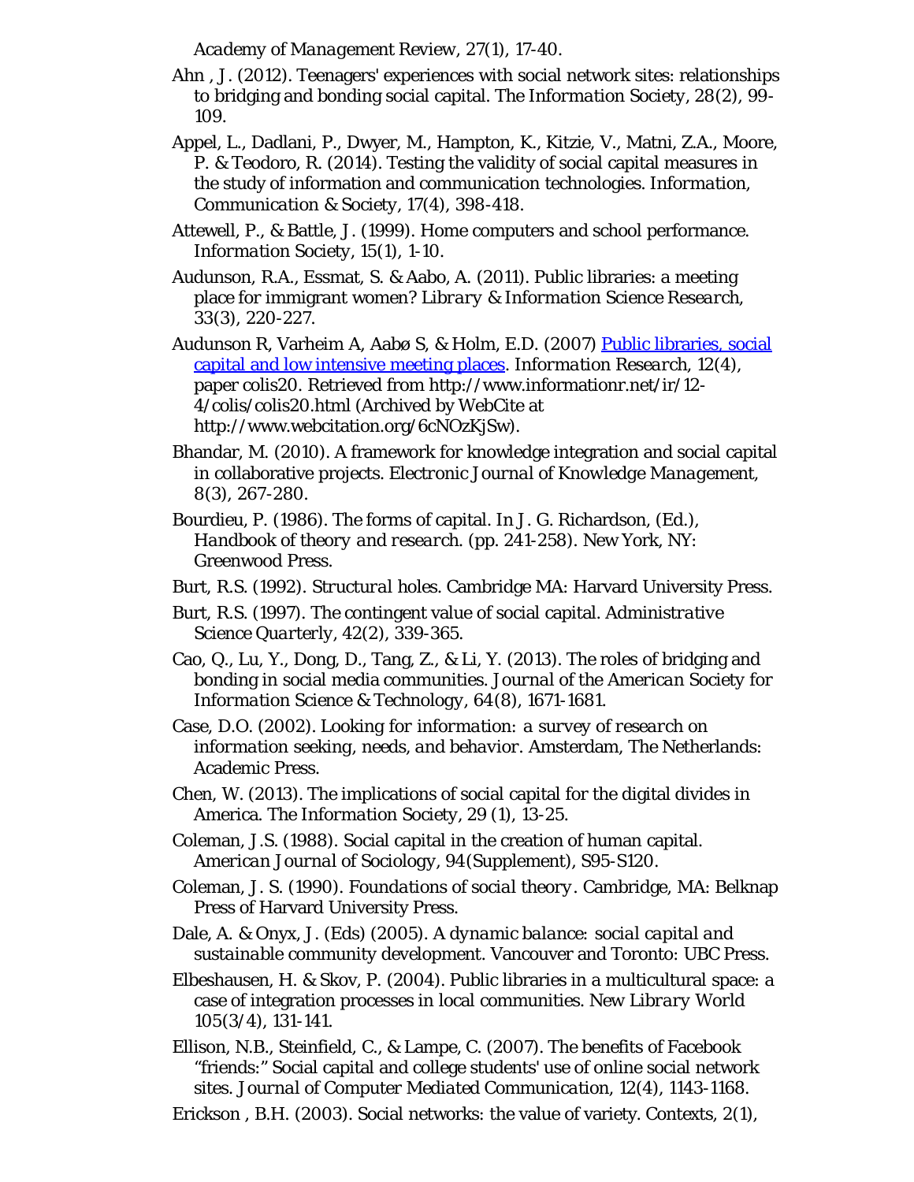*Academy of Management Review*, 27(1), 17-40.

Ahn , J. (2012). Teenagers' experiences with social network sites: relationships to bridging and bonding social capital. *The Information Society*, 28(2), 99-109.

Appel, L., Dadlani, P., Dwyer, M., Hampton, K., Kitzie, V., Matni, Z.A., Moore, P. & Teodoro, R. (2014). Testing the validity of social capital measures in the study of information and communication technologies. *Information, Communication & Society*, 17(4), 398-418.

Attewell, P., & Battle, J. (1999). Home computers and school performance. *Information Society*, 15(1), 1-10.

Audunson, R.A., Essmat, S. & Aabo, A. (2011). Public libraries: a meeting place for immigrant women? *Library & Information Science Research*, 33(3), 220-227.

Audunson R, Varheim A, Aabø S, & Holm, E.D. (2007) [Public libraries, social capital and low intensive meeting places](http://www.informationr.net/ir/12-4/colis/colis20.html). *Information Research*, 12(4), paper colis20. Retrieved from http://www.informationr.net/ir/12-4/colis/colis20.html (Archived by WebCite at http://www.webcitation.org/6cNOzKjSw).

Bhandar, M. (2010). A framework for knowledge integration and social capital in collaborative projects. *Electronic Journal of Knowledge Management*, 8(3), 267-280.

Bourdieu, P. (1986). The forms of capital. In J. G. Richardson, (Ed.), *Handbook of theory and research*. (pp. 241-258). New York, NY: Greenwood Press.

Burt, R.S. (1992). *Structural holes*. Cambridge MA: Harvard University Press.

Burt, R.S. (1997). The contingent value of social capital. *Administrative Science Quarterly*, 42(2), 339-365.

Cao, Q., Lu, Y., Dong, D., Tang, Z., & Li, Y. (2013). The roles of bridging and bonding in social media communities. *Journal of the American Society for Information Science & Technology*, 64(8), 1671-1681.

Case, D.O. (2002). *Looking for information: a survey of research on information seeking, needs, and behavior*. Amsterdam, The Netherlands: Academic Press.

Chen, W. (2013). The implications of social capital for the digital divides in America. *The Information Society*, 29 (1), 13-25.

Coleman, J.S. (1988). Social capital in the creation of human capital. *American Journal of Sociology*, 94(Supplement), S95-S120.

Coleman, J. S. (1990). *Foundations of social theory*. Cambridge, MA: Belknap Press of Harvard University Press.

Dale, A. & Onyx, J. (Eds) (2005). *A dynamic balance: social capital and sustainable community development*. Vancouver and Toronto: UBC Press.

Elbeshausen, H. & Skov, P. (2004). Public libraries in a multicultural space: a case of integration processes in local communities. *New Library World* 105(3/4), 131-141.

Ellison, N.B., Steinfield, C., & Lampe, C. (2007). The benefits of Facebook “friends:” Social capital and college students' use of online social network sites. *Journal of Computer Mediated Communication*, 12(4), 1143-1168.

Erickson , B.H. (2003). Social networks: the value of variety. *Contexts*, 2(1),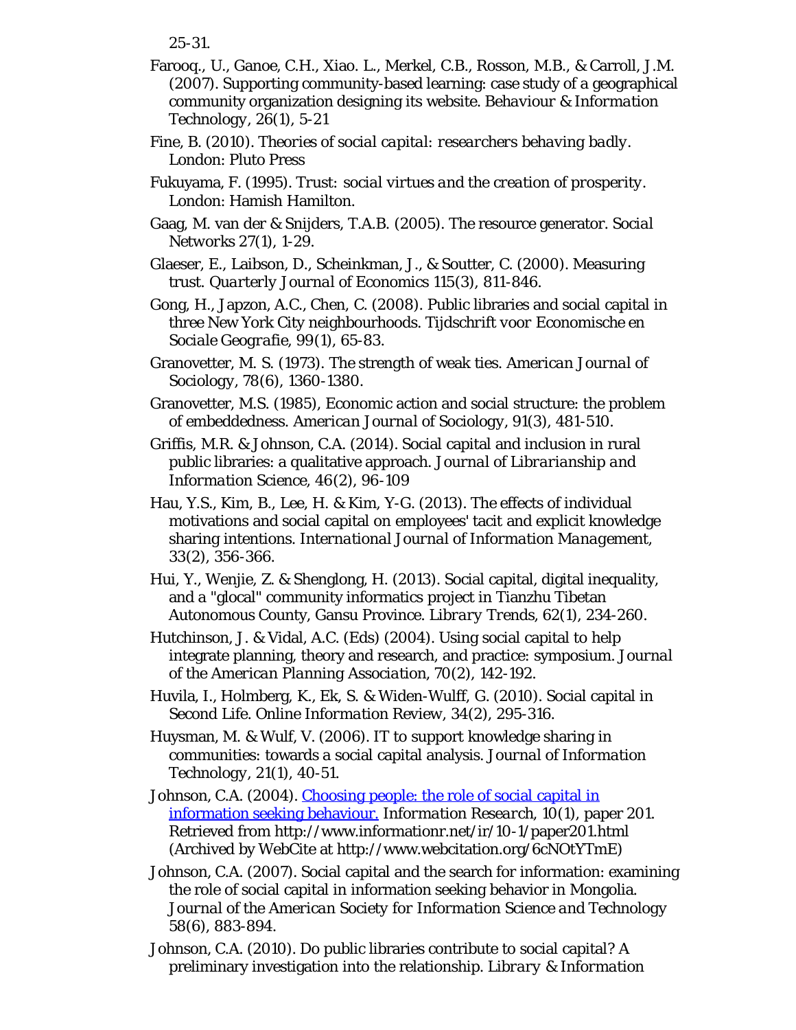25-31.

Farooq., U., Ganoe, C.H., Xiao. L., Merkel, C.B., Rosson, M.B., & Carroll, J.M. (2007). Supporting community-based learning: case study of a geographical community organization designing its website. *Behaviour & Information Technology, 26*(1), 5-21

Fine, B. (2010). *Theories of social capital: researchers behaving badly*. London: Pluto Press

Fukuyama, F. (1995). *Trust: social virtues and the creation of prosperity*. London: Hamish Hamilton.

Gaag, M. van der & Snijders, T.A.B. (2005). The resource generator. *Social Networks* 27(1), 1-29.

Glaeser, E., Laibson, D., Scheinkman, J., & Soutter, C. (2000). Measuring trust. *Quarterly Journal of Economics* 115(3), 811-846.

Gong, H., Japzon, A.C., Chen, C. (2008). Public libraries and social capital in three New York City neighbourhoods. *Tijdschrift voor Economische en Sociale Geografie*, 99(1), 65-83.

Granovetter, M. S. (1973). The strength of weak ties. *American Journal of Sociology*, 78(6), 1360-1380.

Granovetter, M.S. (1985), Economic action and social structure: the problem of embeddedness. *American Journal of Sociology*, 91(3), 481-510.

Griffis, M.R. & Johnson, C.A. (2014). Social capital and inclusion in rural public libraries: a qualitative approach. *Journal of Librarianship and Information Science*, 46(2), 96-109

Hau, Y.S., Kim, B., Lee, H. & Kim, Y-G. (2013). The effects of individual motivations and social capital on employees' tacit and explicit knowledge sharing intentions. *International Journal of Information Management*, 33(2), 356-366.

Hui, Y., Wenjie, Z. & Shenglong, H. (2013). Social capital, digital inequality, and a "glocal" community informatics project in Tianzhu Tibetan Autonomous County, Gansu Province. *Library Trends*, 62(1), 234-260.

Hutchinson, J. & Vidal, A.C. (Eds) (2004). Using social capital to help integrate planning, theory and research, and practice: symposium. *Journal of the American Planning Association*, 70(2), 142-192.

Huvila, I., Holmberg, K., Ek, S. & Widen-Wulff, G. (2010). Social capital in Second Life. *Online Information Review*, 34(2), 295-316.

Huysman, M. & Wulf, V. (2006). IT to support knowledge sharing in communities: towards a social capital analysis. *Journal of Information Technology*, 21(1), 40-51.

Johnson, C.A. (2004). [Choosing people: the role of social capital in information seeking behaviour.](http://www.informationr.net/ir/10-1/paper201.html) *Information Research*, 10(1), paper 201. Retrieved from http://www.informationr.net/ir/10-1/paper201.html (Archived by WebCite at http://www.webcitation.org/6cNOtYTmE)

Johnson, C.A. (2007). Social capital and the search for information: examining the role of social capital in information seeking behavior in Mongolia. *Journal of the American Society for Information Science and Technology* 58(6), 883-894.

Johnson, C.A. (2010). Do public libraries contribute to social capital? A preliminary investigation into the relationship. *Library & Information*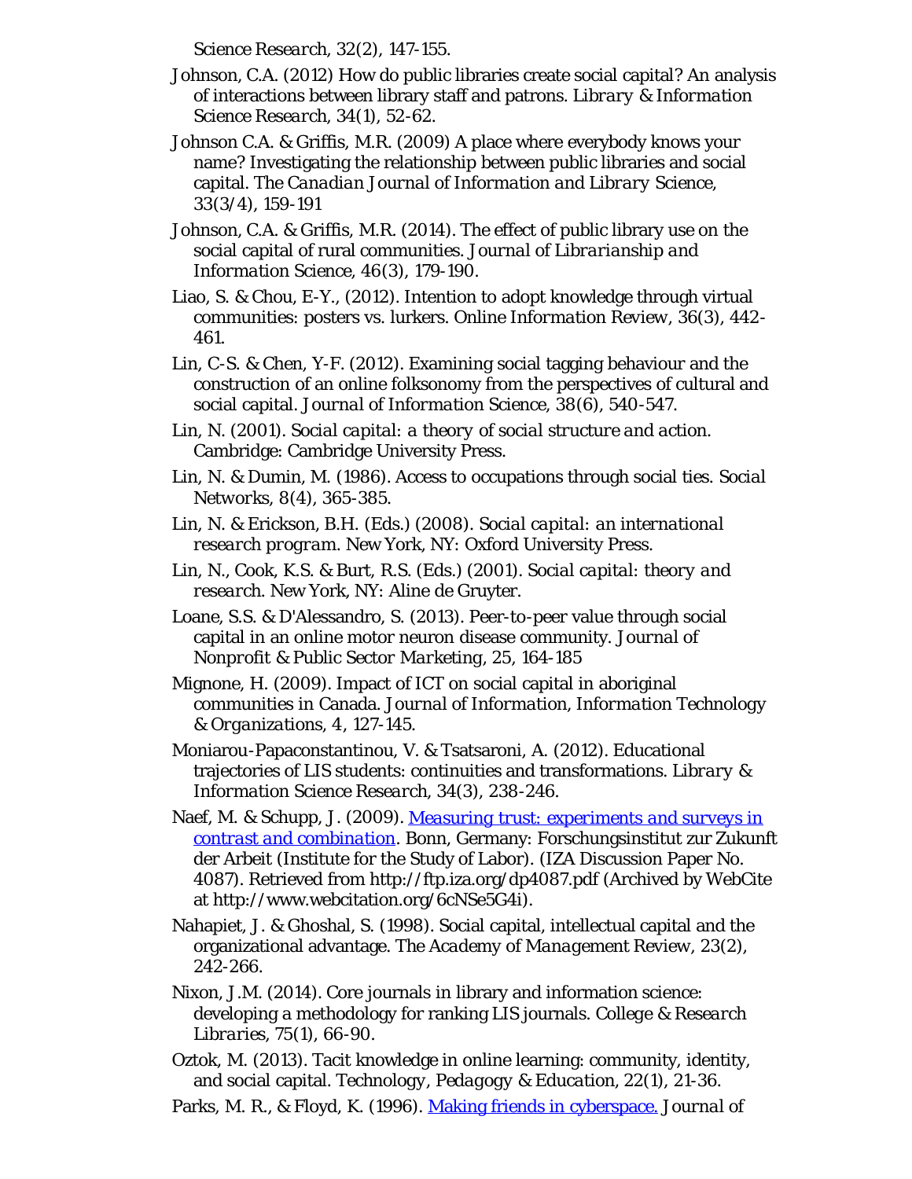*Science Research*, 32(2), 147-155.

Johnson, C.A. (2012) How do public libraries create social capital? An analysis of interactions between library staff and patrons. *Library & Information Science Research*, 34(1), 52-62.

Johnson C.A. & Griffis, M.R. (2009) A place where everybody knows your name? Investigating the relationship between public libraries and social capital. *The Canadian Journal of Information and Library Science*, 33(3/4), 159-191

Johnson, C.A. & Griffis, M.R. (2014). The effect of public library use on the social capital of rural communities. *Journal of Librarianship and Information Science*, 46(3), 179-190.

Liao, S. & Chou, E-Y., (2012). Intention to adopt knowledge through virtual communities: posters vs. lurkers. *Online Information Review*, 36(3), 442-461.

Lin, C-S. & Chen, Y-F. (2012). Examining social tagging behaviour and the construction of an online folksonomy from the perspectives of cultural and social capital. *Journal of Information Science*, 38(6), 540-547.

Lin, N. (2001). *Social capital: a theory of social structure and action*. Cambridge: Cambridge University Press.

Lin, N. & Dumin, M. (1986). Access to occupations through social ties. *Social Networks*, 8(4), 365-385.

Lin, N. & Erickson, B.H. (Eds.) (2008). *Social capital: an international research program*. New York, NY: Oxford University Press.

Lin, N., Cook, K.S. & Burt, R.S. (Eds.) (2001). *Social capital: theory and research*. New York, NY: Aline de Gruyter.

Loane, S.S. & D'Alessandro, S. (2013). Peer-to-peer value through social capital in an online motor neuron disease community. *Journal of Nonprofit & Public Sector Marketing*, 25, 164-185

Mignone, H. (2009). Impact of ICT on social capital in aboriginal communities in Canada. *Journal of Information, Information Technology & Organizations*, 4, 127-145.

Moniarou-Papaconstantinou, V. & Tsatsaroni, A. (2012). Educational trajectories of LIS students: continuities and transformations. *Library & Information Science Research*, 34(3), 238-246.

Naef, M. & Schupp, J. (2009). *Measuring trust: experiments and surveys in contrast and combination*. Bonn, Germany: Forschungsinstitut zur Zukunft der Arbeit (Institute for the Study of Labor). (IZA Discussion Paper No. 4087). Retrieved from http://ftp.iza.org/dp4087.pdf (Archived by WebCite at http://www.webcitation.org/6cNSe5G4i).

Nahapiet, J. & Ghoshal, S. (1998). Social capital, intellectual capital and the organizational advantage. *The Academy of Management Review*, 23(2), 242-266.

Nixon, J.M. (2014). Core journals in library and information science: developing a methodology for ranking LIS journals. *College & Research Libraries*, 75(1), 66-90.

Oztok, M. (2013). Tacit knowledge in online learning: community, identity, and social capital. *Technology, Pedagogy & Education*, 22(1), 21-36.

Parks, M. R., & Floyd, K. (1996). Making friends in cyberspace. *Journal of*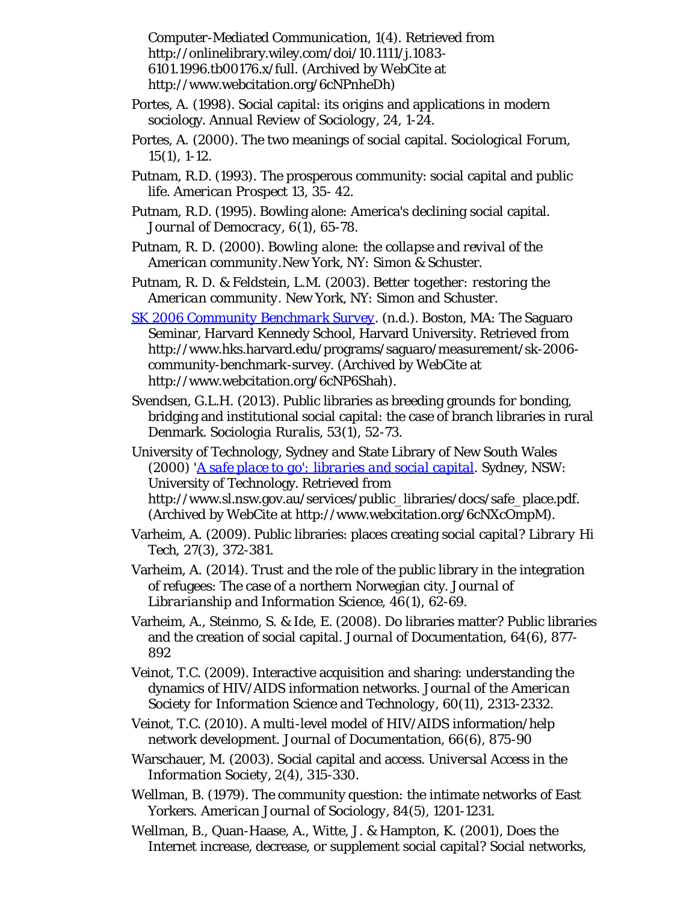*Computer-Mediated Communication*, 1(4). Retrieved from http://onlinelibrary.wiley.com/doi/10.1111/j.1083-6101.1996.tb00176.x/full. (Archived by WebCite at http://www.webcitation.org/6cNPnheDh)

Portes, A. (1998). Social capital: its origins and applications in modern sociology. *Annual Review of Sociology*, 24, 1-24.

Portes, A. (2000). The two meanings of social capital. *Sociological Forum*, 15(1), 1-12.

Putnam, R.D. (1993). The prosperous community: social capital and public life. *American Prospect* 13, 35- 42.

Putnam, R.D. (1995). Bowling alone: America's declining social capital. *Journal of Democracy*, 6(1), 65-78.

Putnam, R. D. (2000). *Bowling alone: the collapse and revival of the American community*.New York, NY: Simon & Schuster.

Putnam, R. D. & Feldstein, L.M. (2003). *Better together: restoring the American community*. New York, NY: Simon and Schuster.

[SK 2006 Community Benchmark Survey](http://www.hks.harvard.edu/programs/saguaro/measurement/sk-2006-community-benchmark-survey). (n.d.). Boston, MA: The Saguaro Seminar, Harvard Kennedy School, Harvard University. Retrieved from http://www.hks.harvard.edu/programs/saguaro/measurement/sk-2006-community-benchmark-survey. (Archived by WebCite at http://www.webcitation.org/6cNP6Shah).

Svendsen, G.L.H. (2013). Public libraries as breeding grounds for bonding, bridging and institutional social capital: the case of branch libraries in rural Denmark. *Sociologia Ruralis*, 53(1), 52-73.

University of Technology, Sydney and State Library of New South Wales (2000) '[A safe place to go': libraries and social capital](http://www.sl.nsw.gov.au/services/public_libraries/docs/safe_place.pdf). Sydney, NSW: University of Technology. Retrieved from http://www.sl.nsw.gov.au/services/public_libraries/docs/safe_place.pdf. (Archived by WebCite at http://www.webcitation.org/6cNXcOmpM).

Varheim, A. (2009). Public libraries: places creating social capital? *Library Hi Tech*, 27(3), 372-381.

Varheim, A. (2014). Trust and the role of the public library in the integration of refugees: The case of a northern Norwegian city. *Journal of Librarianship and Information Science*, 46(1), 62-69.

Varheim, A., Steinmo, S. & Ide, E. (2008). Do libraries matter? Public libraries and the creation of social capital. *Journal of Documentation*, 64(6), 877-892

Veinot, T.C. (2009). Interactive acquisition and sharing: understanding the dynamics of HIV/AIDS information networks. *Journal of the American Society for Information Science and Technology*, 60(11), 2313-2332.

Veinot, T.C. (2010). A multi-level model of HIV/AIDS information/help network development. *Journal of Documentation*, 66(6), 875-90

Warschauer, M. (2003). Social capital and access. *Universal Access in the Information Society*, 2(4), 315-330.

Wellman, B. (1979). The community question: the intimate networks of East Yorkers. *American Journal of Sociology*, 84(5), 1201-1231.

Wellman, B., Quan-Haase, A., Witte, J. & Hampton, K. (2001), Does the Internet increase, decrease, or supplement social capital? Social networks,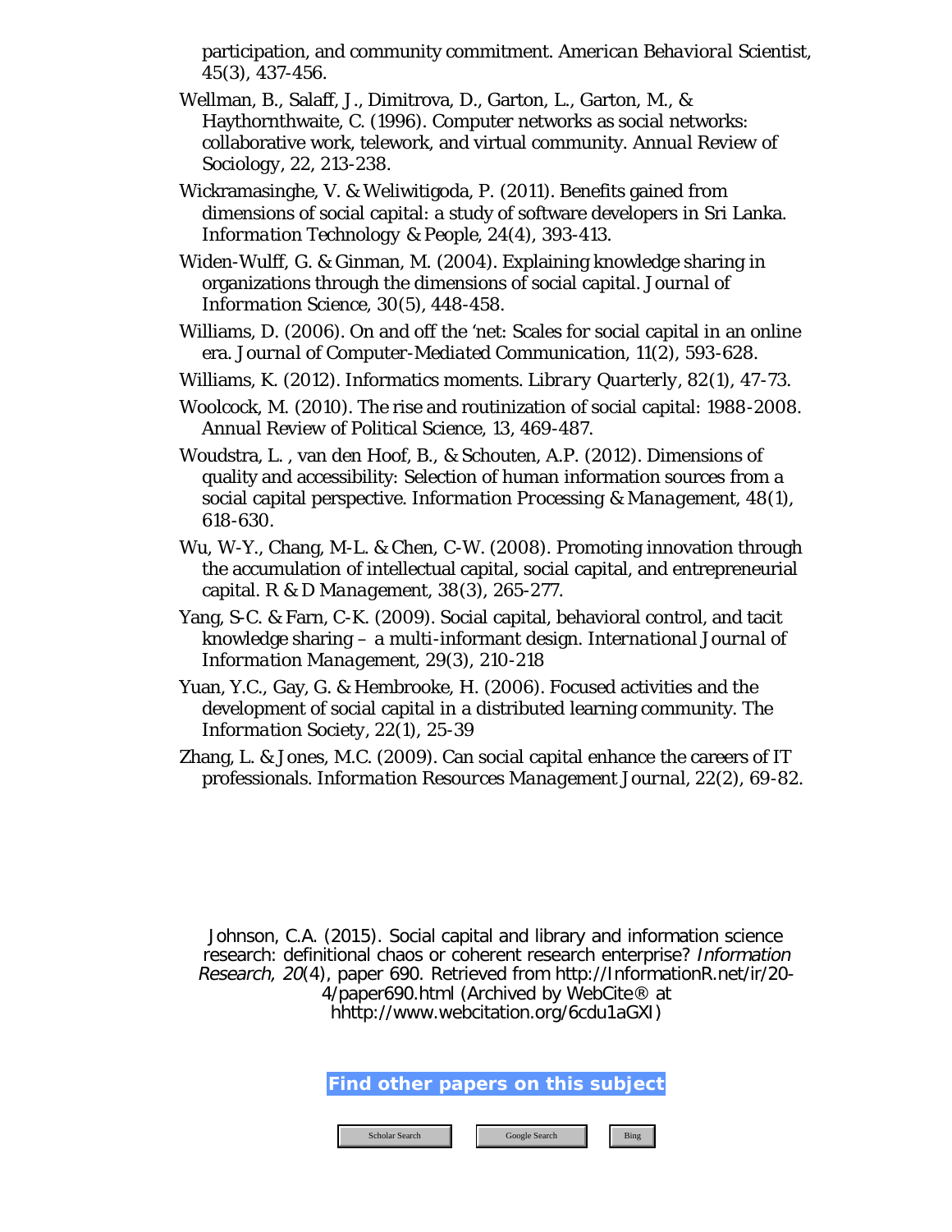participation, and community commitment. *American Behavioral Scientist*, *45*(3), 437-456.

Wellman, B., Salaff, J., Dimitrova, D., Garton, L., Garton, M., & Haythornthwaite, C. (1996). Computer networks as social networks: collaborative work, telework, and virtual community. *Annual Review of Sociology*, *22*, 213-238.

Wickramasinghe, V. & Weliwitigoda, P. (2011). Benefits gained from dimensions of social capital: a study of software developers in Sri Lanka. *Information Technology & People*, *24*(4), 393-413.

Widen-Wulff, G. & Ginman, M. (2004). Explaining knowledge sharing in organizations through the dimensions of social capital. *Journal of Information Science*, *30*(5), 448-458.

Williams, D. (2006). On and off the 'net: Scales for social capital in an online era. *Journal of Computer-Mediated Communication*, *11*(2), 593-628.

Williams, K. (2012). Informatics moments. *Library Quarterly*, *82*(1), 47-73.

Woolcock, M. (2010). The rise and routinization of social capital: 1988-2008. *Annual Review of Political Science*, *13*, 469-487.

Woudstra, L. , van den Hoof, B., & Schouten, A.P. (2012). Dimensions of quality and accessibility: Selection of human information sources from a social capital perspective. *Information Processing & Management*, *48*(1), 618-630.

Wu, W-Y., Chang, M-L. & Chen, C-W. (2008). Promoting innovation through the accumulation of intellectual capital, social capital, and entrepreneurial capital. *R & D Management*, *38*(3), 265-277.

Yang, S-C. & Farn, C-K. (2009). Social capital, behavioral control, and tacit knowledge sharing – a multi-informant design. *International Journal of Information Management*, *29*(3), 210-218

Yuan, Y.C., Gay, G. & Hembrooke, H. (2006). Focused activities and the development of social capital in a distributed learning community. *The Information Society*, *22*(1), 25-39

Zhang, L. & Jones, M.C. (2009). Can social capital enhance the careers of IT professionals. *Information Resources Management Journal*, *22*(2), 69-82.

Johnson, C.A. (2015). Social capital and library and information science research: definitional chaos or coherent research enterprise? *Information Research*, *20*(4), paper 690. Retrieved from http://InformationR.net/ir/20-4/paper690.html (Archived by WebCite® at hhttp://www.webcitation.org/6cdu1aGXI)

**Find other papers on this subject**

Scholar Search | Google Search | Bing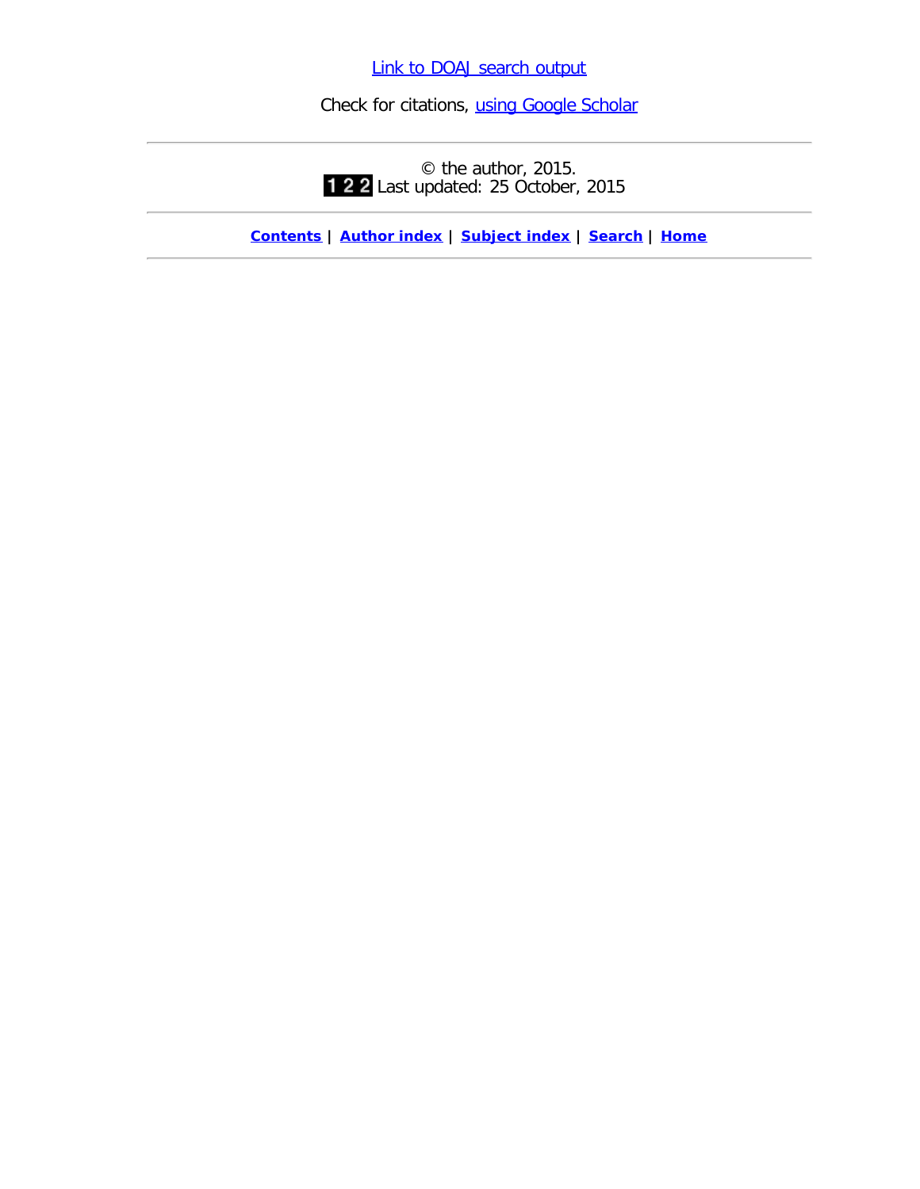[Link to DOAJ search output](#)

Check for citations, [using Google Scholar](#)

---

© the author, 2015.
122 Last updated: 25 October, 2015

---

**[Contents](#)** | **[Author index](#)** | **[Subject index](#)** | **[Search](#)** | **[Home](#)**

---